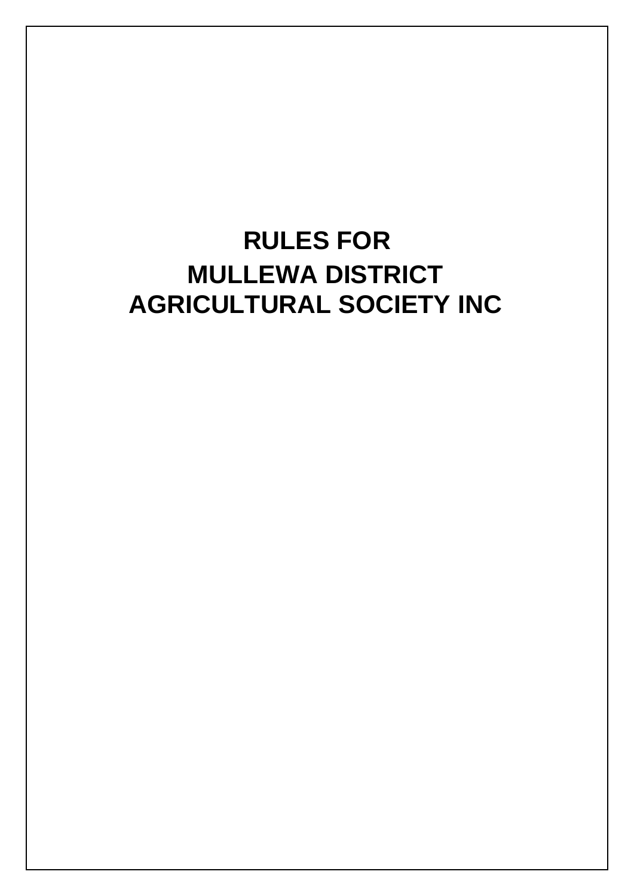# RULES FOR MULLEWA DISTRICT AGRICULTURAL SOCIETY INC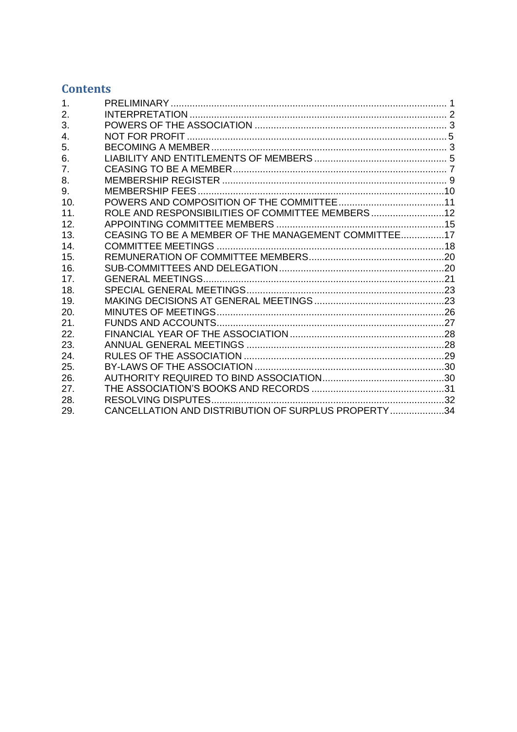## Contents

| | | |
|---|---|---|
| 1. | PRELIMINARY | 1 |
| 2. | INTERPRETATION | 2 |
| 3. | POWERS OF THE ASSOCIATION | 3 |
| 4. | NOT FOR PROFIT | 5 |
| 5. | BECOMING A MEMBER | 3 |
| 6. | LIABILITY AND ENTITLEMENTS OF MEMBERS | 5 |
| 7. | CEASING TO BE A MEMBER | 7 |
| 8. | MEMBERSHIP REGISTER | 9 |
| 9. | MEMBERSHIP FEES | 10 |
| 10. | POWERS AND COMPOSITION OF THE COMMITTEE | 11 |
| 11. | ROLE AND RESPONSIBILITIES OF COMMITTEE MEMBERS | 12 |
| 12. | APPOINTING COMMITTEE MEMBERS | 15 |
| 13. | CEASING TO BE A MEMBER OF THE MANAGEMENT COMMITTEE | 17 |
| 14. | COMMITTEE MEETINGS | 18 |
| 15. | REMUNERATION OF COMMITTEE MEMBERS | 20 |
| 16. | SUB-COMMITTEES AND DELEGATION | 20 |
| 17. | GENERAL MEETINGS | 21 |
| 18. | SPECIAL GENERAL MEETINGS | 23 |
| 19. | MAKING DECISIONS AT GENERAL MEETINGS | 23 |
| 20. | MINUTES OF MEETINGS | 26 |
| 21. | FUNDS AND ACCOUNTS | 27 |
| 22. | FINANCIAL YEAR OF THE ASSOCIATION | 28 |
| 23. | ANNUAL GENERAL MEETINGS | 28 |
| 24. | RULES OF THE ASSOCIATION | 29 |
| 25. | BY-LAWS OF THE ASSOCIATION | 30 |
| 26. | AUTHORITY REQUIRED TO BIND ASSOCIATION | 30 |
| 27. | THE ASSOCIATION'S BOOKS AND RECORDS | 31 |
| 28. | RESOLVING DISPUTES | 32 |
| 29. | CANCELLATION AND DISTRIBUTION OF SURPLUS PROPERTY | 34 |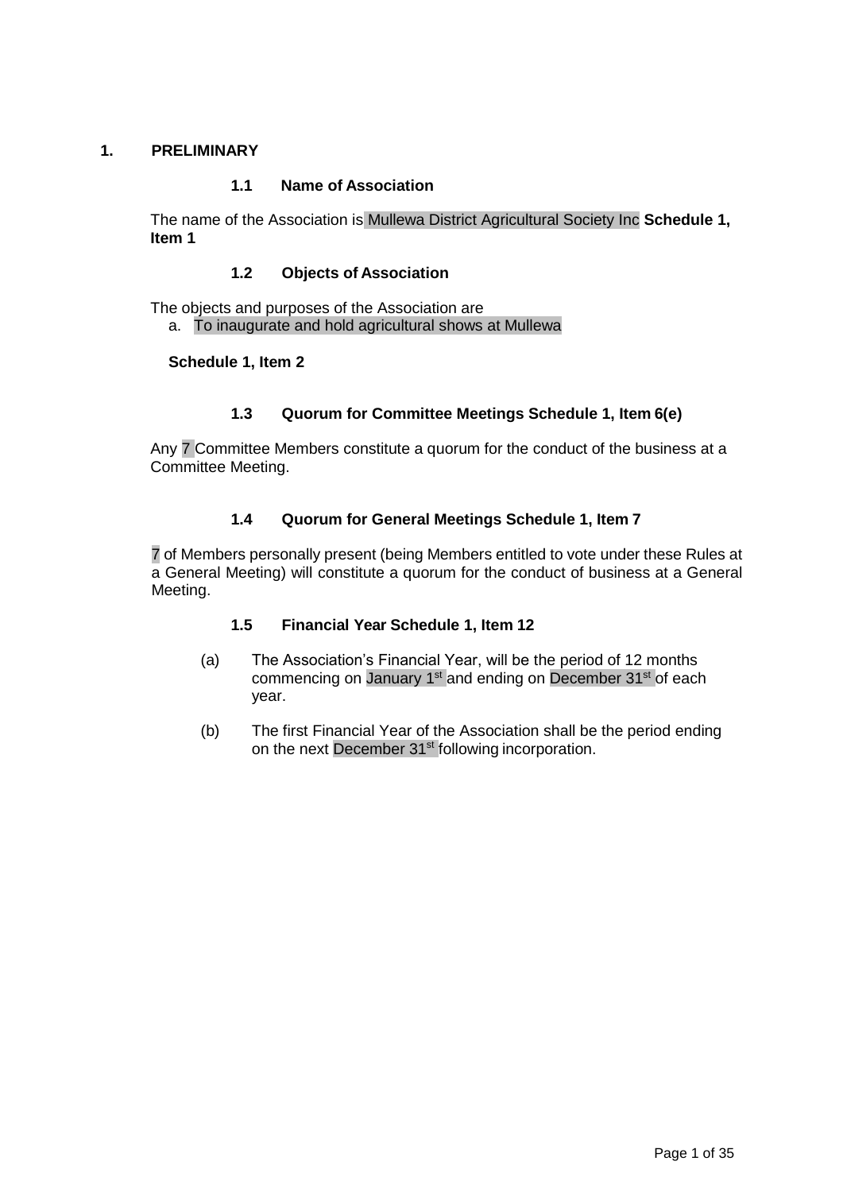# 1. PRELIMINARY

### 1.1 Name of Association

The name of the Association is Mullewa District Agricultural Society Inc **Schedule 1, Item 1**

### 1.2 Objects of Association

The objects and purposes of the Association are

a. To inaugurate and hold agricultural shows at Mullewa

**Schedule 1, Item 2**

### 1.3 Quorum for Committee Meetings Schedule 1, Item 6(e)

Any 7 Committee Members constitute a quorum for the conduct of the business at a Committee Meeting.

### 1.4 Quorum for General Meetings Schedule 1, Item 7

7 of Members personally present (being Members entitled to vote under these Rules at a General Meeting) will constitute a quorum for the conduct of business at a General Meeting.

### 1.5 Financial Year Schedule 1, Item 12

(a) The Association's Financial Year, will be the period of 12 months commencing on January 1st and ending on December 31st of each year.

(b) The first Financial Year of the Association shall be the period ending on the next December 31st following incorporation.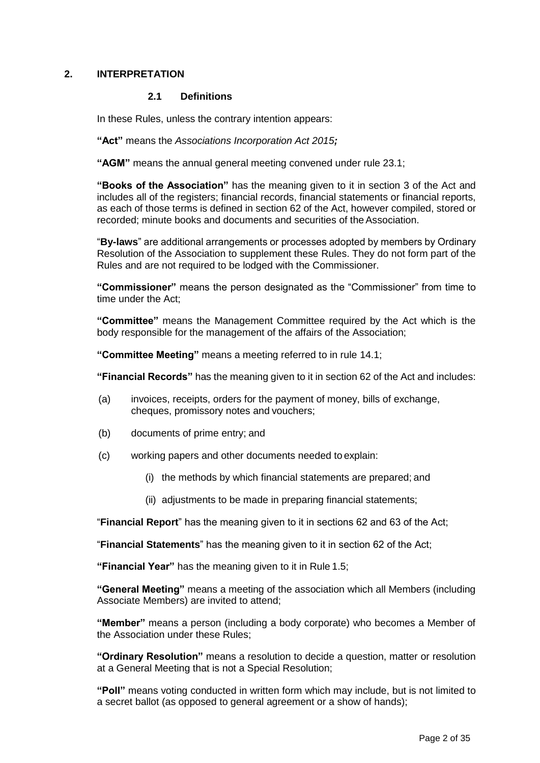## 2. INTERPRETATION

### 2.1 Definitions

In these Rules, unless the contrary intention appears:

**"Act"** means the *Associations Incorporation Act 2015;*

**"AGM"** means the annual general meeting convened under rule 23.1;

**"Books of the Association"** has the meaning given to it in section 3 of the Act and includes all of the registers; financial records, financial statements or financial reports, as each of those terms is defined in section 62 of the Act, however compiled, stored or recorded; minute books and documents and securities of the Association.

"**By-laws**" are additional arrangements or processes adopted by members by Ordinary Resolution of the Association to supplement these Rules. They do not form part of the Rules and are not required to be lodged with the Commissioner.

**"Commissioner"** means the person designated as the "Commissioner" from time to time under the Act;

**"Committee"** means the Management Committee required by the Act which is the body responsible for the management of the affairs of the Association;

**"Committee Meeting"** means a meeting referred to in rule 14.1;

**"Financial Records"** has the meaning given to it in section 62 of the Act and includes:

(a) invoices, receipts, orders for the payment of money, bills of exchange, cheques, promissory notes and vouchers;

(b) documents of prime entry; and

(c) working papers and other documents needed to explain:

  (i) the methods by which financial statements are prepared; and

  (ii) adjustments to be made in preparing financial statements;

"**Financial Report**" has the meaning given to it in sections 62 and 63 of the Act;

"**Financial Statements**" has the meaning given to it in section 62 of the Act;

**"Financial Year"** has the meaning given to it in Rule 1.5;

**"General Meeting"** means a meeting of the association which all Members (including Associate Members) are invited to attend;

**"Member"** means a person (including a body corporate) who becomes a Member of the Association under these Rules;

**"Ordinary Resolution"** means a resolution to decide a question, matter or resolution at a General Meeting that is not a Special Resolution;

**"Poll"** means voting conducted in written form which may include, but is not limited to a secret ballot (as opposed to general agreement or a show of hands);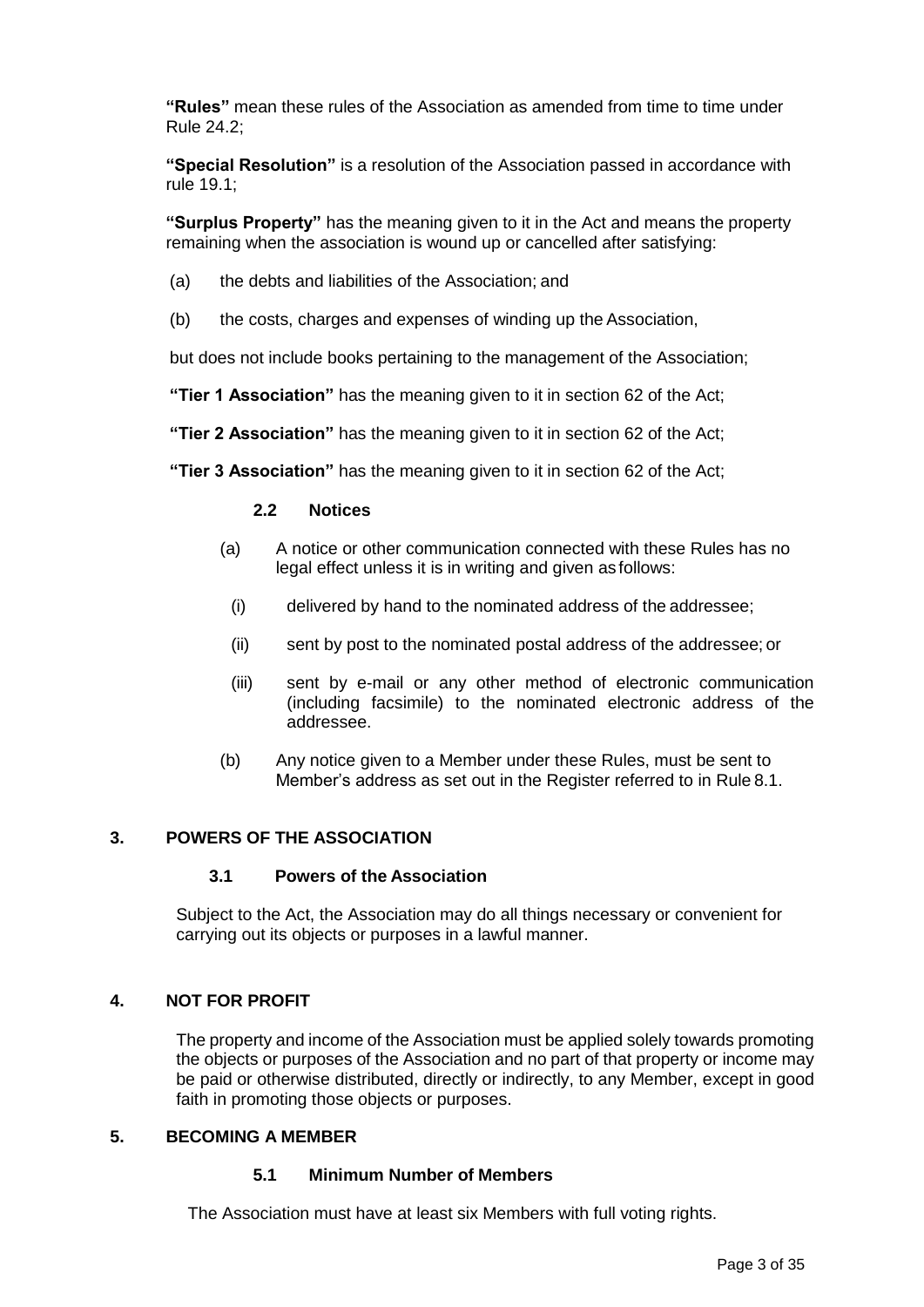**"Rules"** mean these rules of the Association as amended from time to time under Rule 24.2;

**"Special Resolution"** is a resolution of the Association passed in accordance with rule 19.1;

**"Surplus Property"** has the meaning given to it in the Act and means the property remaining when the association is wound up or cancelled after satisfying:

(a) the debts and liabilities of the Association; and

(b) the costs, charges and expenses of winding up the Association,

but does not include books pertaining to the management of the Association;

**"Tier 1 Association"** has the meaning given to it in section 62 of the Act;

**"Tier 2 Association"** has the meaning given to it in section 62 of the Act;

**"Tier 3 Association"** has the meaning given to it in section 62 of the Act;

### 2.2 Notices

(a) A notice or other communication connected with these Rules has no legal effect unless it is in writing and given as follows:

(i) delivered by hand to the nominated address of the addressee;

(ii) sent by post to the nominated postal address of the addressee; or

(iii) sent by e-mail or any other method of electronic communication (including facsimile) to the nominated electronic address of the addressee.

(b) Any notice given to a Member under these Rules, must be sent to Member's address as set out in the Register referred to in Rule 8.1.

## 3. POWERS OF THE ASSOCIATION

### 3.1 Powers of the Association

Subject to the Act, the Association may do all things necessary or convenient for carrying out its objects or purposes in a lawful manner.

## 4. NOT FOR PROFIT

The property and income of the Association must be applied solely towards promoting the objects or purposes of the Association and no part of that property or income may be paid or otherwise distributed, directly or indirectly, to any Member, except in good faith in promoting those objects or purposes.

## 5. BECOMING A MEMBER

### 5.1 Minimum Number of Members

The Association must have at least six Members with full voting rights.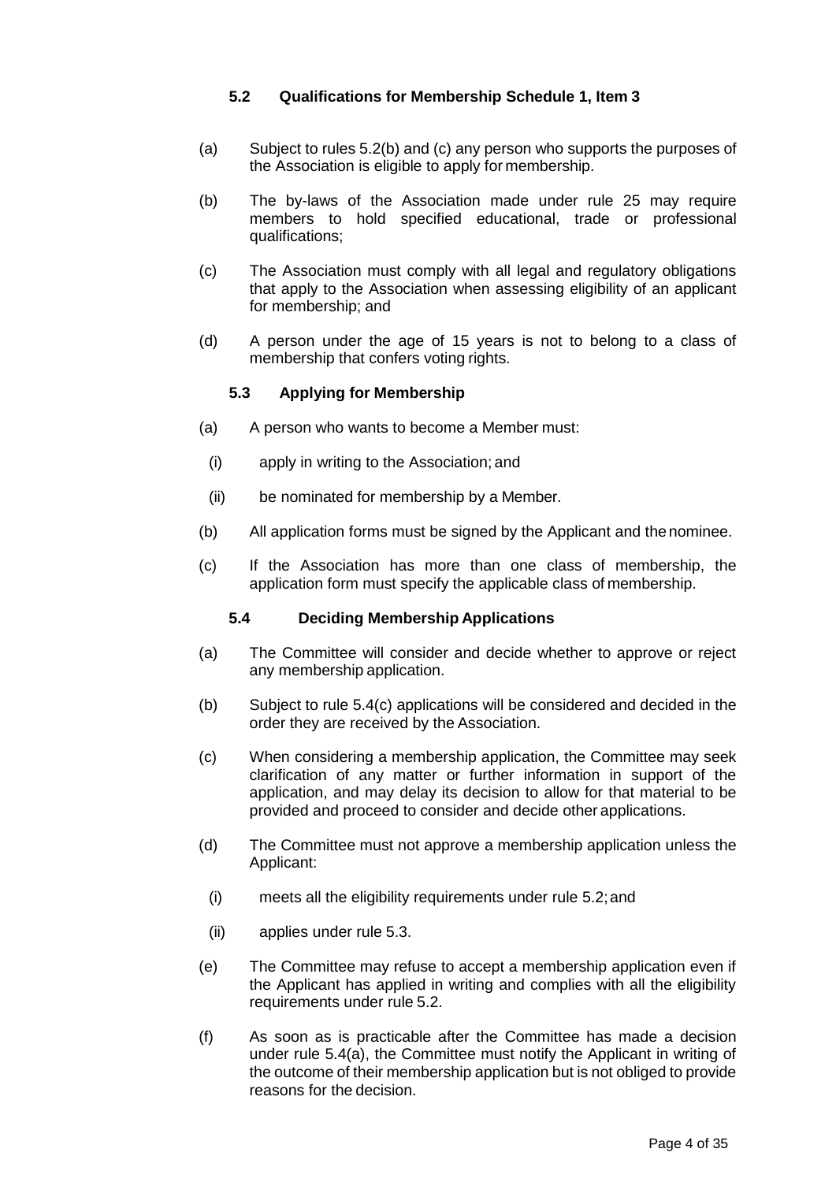### 5.2 Qualifications for Membership Schedule 1, Item 3

(a) Subject to rules 5.2(b) and (c) any person who supports the purposes of the Association is eligible to apply for membership.

(b) The by-laws of the Association made under rule 25 may require members to hold specified educational, trade or professional qualifications;

(c) The Association must comply with all legal and regulatory obligations that apply to the Association when assessing eligibility of an applicant for membership; and

(d) A person under the age of 15 years is not to belong to a class of membership that confers voting rights.

### 5.3 Applying for Membership

(a) A person who wants to become a Member must:

  (i) apply in writing to the Association; and

  (ii) be nominated for membership by a Member.

(b) All application forms must be signed by the Applicant and the nominee.

(c) If the Association has more than one class of membership, the application form must specify the applicable class of membership.

### 5.4 Deciding Membership Applications

(a) The Committee will consider and decide whether to approve or reject any membership application.

(b) Subject to rule 5.4(c) applications will be considered and decided in the order they are received by the Association.

(c) When considering a membership application, the Committee may seek clarification of any matter or further information in support of the application, and may delay its decision to allow for that material to be provided and proceed to consider and decide other applications.

(d) The Committee must not approve a membership application unless the Applicant:

  (i) meets all the eligibility requirements under rule 5.2; and

  (ii) applies under rule 5.3.

(e) The Committee may refuse to accept a membership application even if the Applicant has applied in writing and complies with all the eligibility requirements under rule 5.2.

(f) As soon as is practicable after the Committee has made a decision under rule 5.4(a), the Committee must notify the Applicant in writing of the outcome of their membership application but is not obliged to provide reasons for the decision.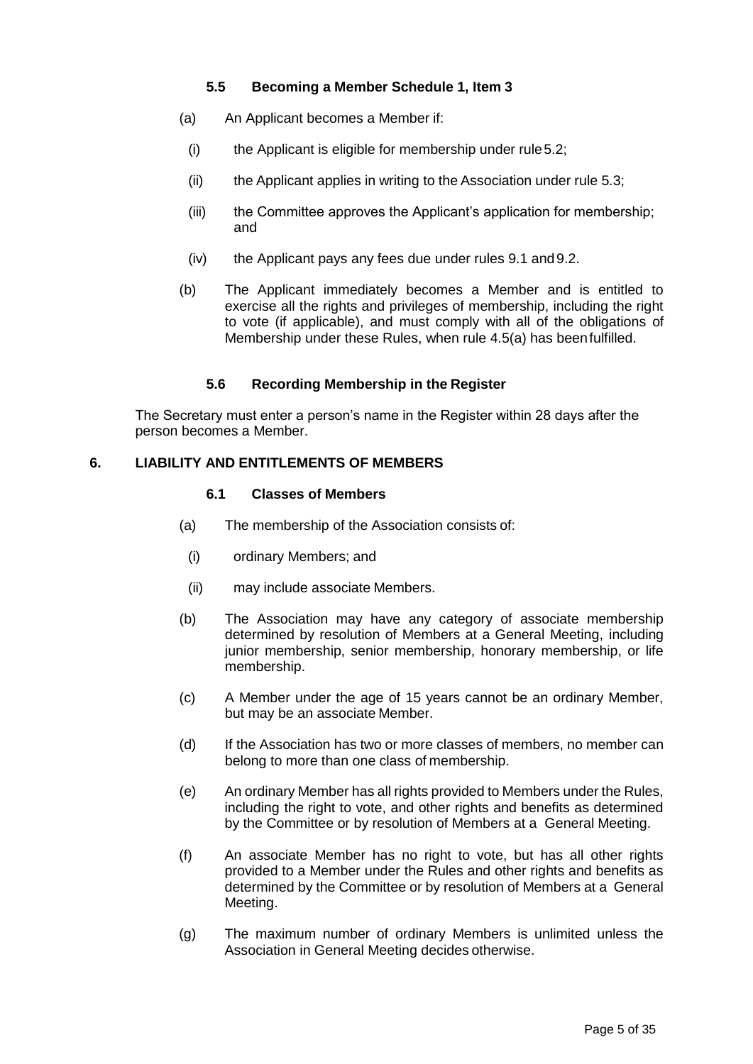### 5.5 Becoming a Member Schedule 1, Item 3

(a) An Applicant becomes a Member if:

(i) the Applicant is eligible for membership under rule 5.2;

(ii) the Applicant applies in writing to the Association under rule 5.3;

(iii) the Committee approves the Applicant's application for membership; and

(iv) the Applicant pays any fees due under rules 9.1 and 9.2.

(b) The Applicant immediately becomes a Member and is entitled to exercise all the rights and privileges of membership, including the right to vote (if applicable), and must comply with all of the obligations of Membership under these Rules, when rule 4.5(a) has been fulfilled.

### 5.6 Recording Membership in the Register

The Secretary must enter a person's name in the Register within 28 days after the person becomes a Member.

## 6. LIABILITY AND ENTITLEMENTS OF MEMBERS

### 6.1 Classes of Members

(a) The membership of the Association consists of:

(i) ordinary Members; and

(ii) may include associate Members.

(b) The Association may have any category of associate membership determined by resolution of Members at a General Meeting, including junior membership, senior membership, honorary membership, or life membership.

(c) A Member under the age of 15 years cannot be an ordinary Member, but may be an associate Member.

(d) If the Association has two or more classes of members, no member can belong to more than one class of membership.

(e) An ordinary Member has all rights provided to Members under the Rules, including the right to vote, and other rights and benefits as determined by the Committee or by resolution of Members at a General Meeting.

(f) An associate Member has no right to vote, but has all other rights provided to a Member under the Rules and other rights and benefits as determined by the Committee or by resolution of Members at a General Meeting.

(g) The maximum number of ordinary Members is unlimited unless the Association in General Meeting decides otherwise.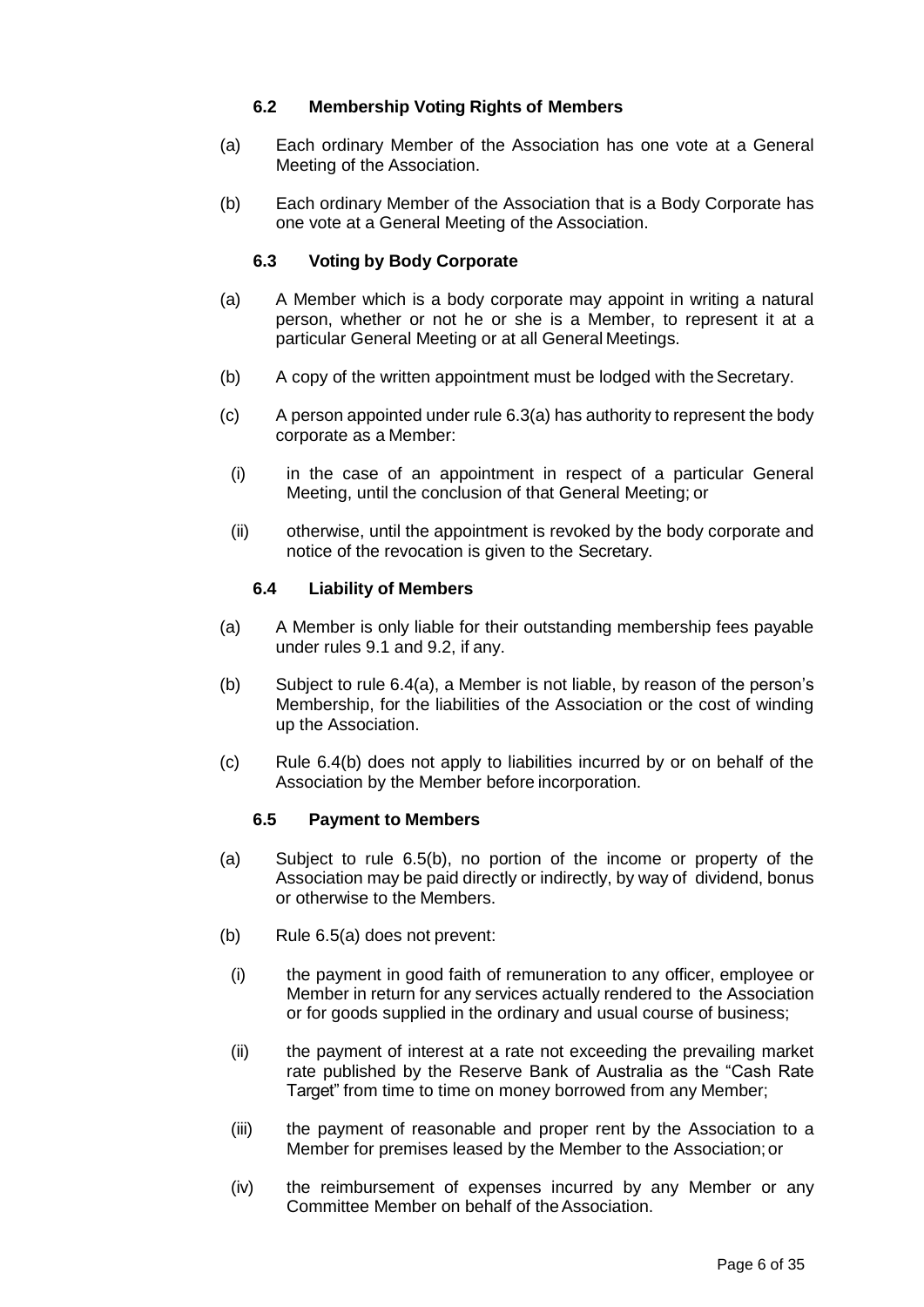### 6.2 Membership Voting Rights of Members

(a) Each ordinary Member of the Association has one vote at a General Meeting of the Association.

(b) Each ordinary Member of the Association that is a Body Corporate has one vote at a General Meeting of the Association.

### 6.3 Voting by Body Corporate

(a) A Member which is a body corporate may appoint in writing a natural person, whether or not he or she is a Member, to represent it at a particular General Meeting or at all General Meetings.

(b) A copy of the written appointment must be lodged with the Secretary.

(c) A person appointed under rule 6.3(a) has authority to represent the body corporate as a Member:

  (i) in the case of an appointment in respect of a particular General Meeting, until the conclusion of that General Meeting; or

  (ii) otherwise, until the appointment is revoked by the body corporate and notice of the revocation is given to the Secretary.

### 6.4 Liability of Members

(a) A Member is only liable for their outstanding membership fees payable under rules 9.1 and 9.2, if any.

(b) Subject to rule 6.4(a), a Member is not liable, by reason of the person's Membership, for the liabilities of the Association or the cost of winding up the Association.

(c) Rule 6.4(b) does not apply to liabilities incurred by or on behalf of the Association by the Member before incorporation.

### 6.5 Payment to Members

(a) Subject to rule 6.5(b), no portion of the income or property of the Association may be paid directly or indirectly, by way of dividend, bonus or otherwise to the Members.

(b) Rule 6.5(a) does not prevent:

  (i) the payment in good faith of remuneration to any officer, employee or Member in return for any services actually rendered to the Association or for goods supplied in the ordinary and usual course of business;

  (ii) the payment of interest at a rate not exceeding the prevailing market rate published by the Reserve Bank of Australia as the "Cash Rate Target" from time to time on money borrowed from any Member;

  (iii) the payment of reasonable and proper rent by the Association to a Member for premises leased by the Member to the Association; or

  (iv) the reimbursement of expenses incurred by any Member or any Committee Member on behalf of the Association.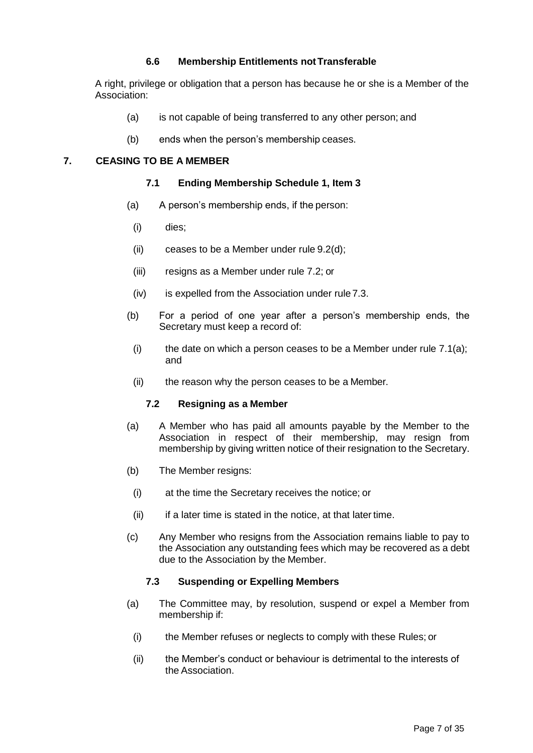### 6.6 Membership Entitlements not Transferable

A right, privilege or obligation that a person has because he or she is a Member of the Association:

(a) is not capable of being transferred to any other person; and

(b) ends when the person's membership ceases.

## 7. CEASING TO BE A MEMBER

### 7.1 Ending Membership Schedule 1, Item 3

(a) A person's membership ends, if the person:

(i) dies;

(ii) ceases to be a Member under rule 9.2(d);

(iii) resigns as a Member under rule 7.2; or

(iv) is expelled from the Association under rule 7.3.

(b) For a period of one year after a person's membership ends, the Secretary must keep a record of:

(i) the date on which a person ceases to be a Member under rule 7.1(a); and

(ii) the reason why the person ceases to be a Member.

### 7.2 Resigning as a Member

(a) A Member who has paid all amounts payable by the Member to the Association in respect of their membership, may resign from membership by giving written notice of their resignation to the Secretary.

(b) The Member resigns:

(i) at the time the Secretary receives the notice; or

(ii) if a later time is stated in the notice, at that later time.

(c) Any Member who resigns from the Association remains liable to pay to the Association any outstanding fees which may be recovered as a debt due to the Association by the Member.

### 7.3 Suspending or Expelling Members

(a) The Committee may, by resolution, suspend or expel a Member from membership if:

(i) the Member refuses or neglects to comply with these Rules; or

(ii) the Member's conduct or behaviour is detrimental to the interests of the Association.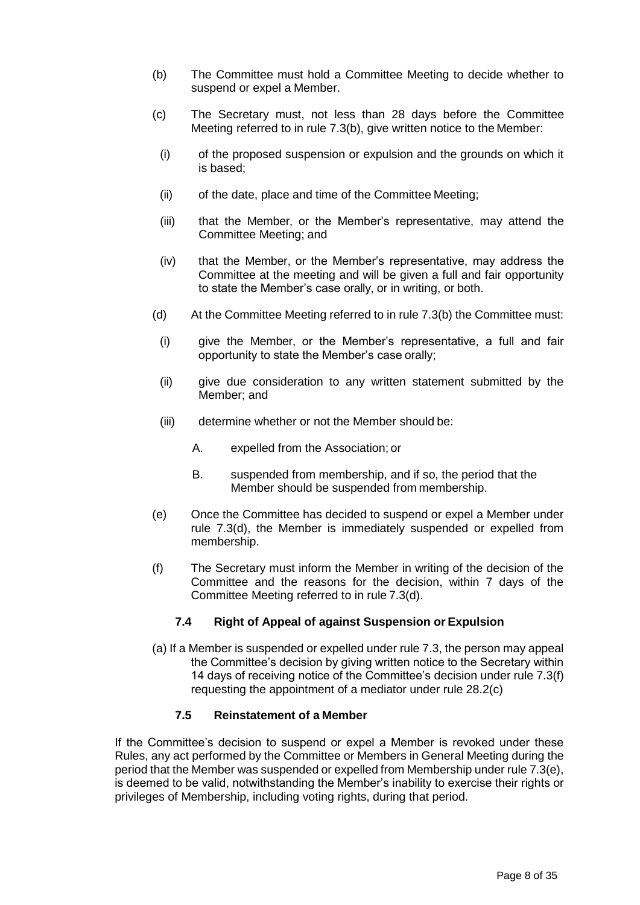(b) The Committee must hold a Committee Meeting to decide whether to suspend or expel a Member.

(c) The Secretary must, not less than 28 days before the Committee Meeting referred to in rule 7.3(b), give written notice to the Member:

  (i) of the proposed suspension or expulsion and the grounds on which it is based;

  (ii) of the date, place and time of the Committee Meeting;

  (iii) that the Member, or the Member's representative, may attend the Committee Meeting; and

  (iv) that the Member, or the Member's representative, may address the Committee at the meeting and will be given a full and fair opportunity to state the Member's case orally, or in writing, or both.

(d) At the Committee Meeting referred to in rule 7.3(b) the Committee must:

  (i) give the Member, or the Member's representative, a full and fair opportunity to state the Member's case orally;

  (ii) give due consideration to any written statement submitted by the Member; and

  (iii) determine whether or not the Member should be:

    A. expelled from the Association; or

    B. suspended from membership, and if so, the period that the Member should be suspended from membership.

(e) Once the Committee has decided to suspend or expel a Member under rule 7.3(d), the Member is immediately suspended or expelled from membership.

(f) The Secretary must inform the Member in writing of the decision of the Committee and the reasons for the decision, within 7 days of the Committee Meeting referred to in rule 7.3(d).

### 7.4 Right of Appeal of against Suspension or Expulsion

(a) If a Member is suspended or expelled under rule 7.3, the person may appeal the Committee's decision by giving written notice to the Secretary within 14 days of receiving notice of the Committee's decision under rule 7.3(f) requesting the appointment of a mediator under rule 28.2(c)

### 7.5 Reinstatement of a Member

If the Committee's decision to suspend or expel a Member is revoked under these Rules, any act performed by the Committee or Members in General Meeting during the period that the Member was suspended or expelled from Membership under rule 7.3(e), is deemed to be valid, notwithstanding the Member's inability to exercise their rights or privileges of Membership, including voting rights, during that period.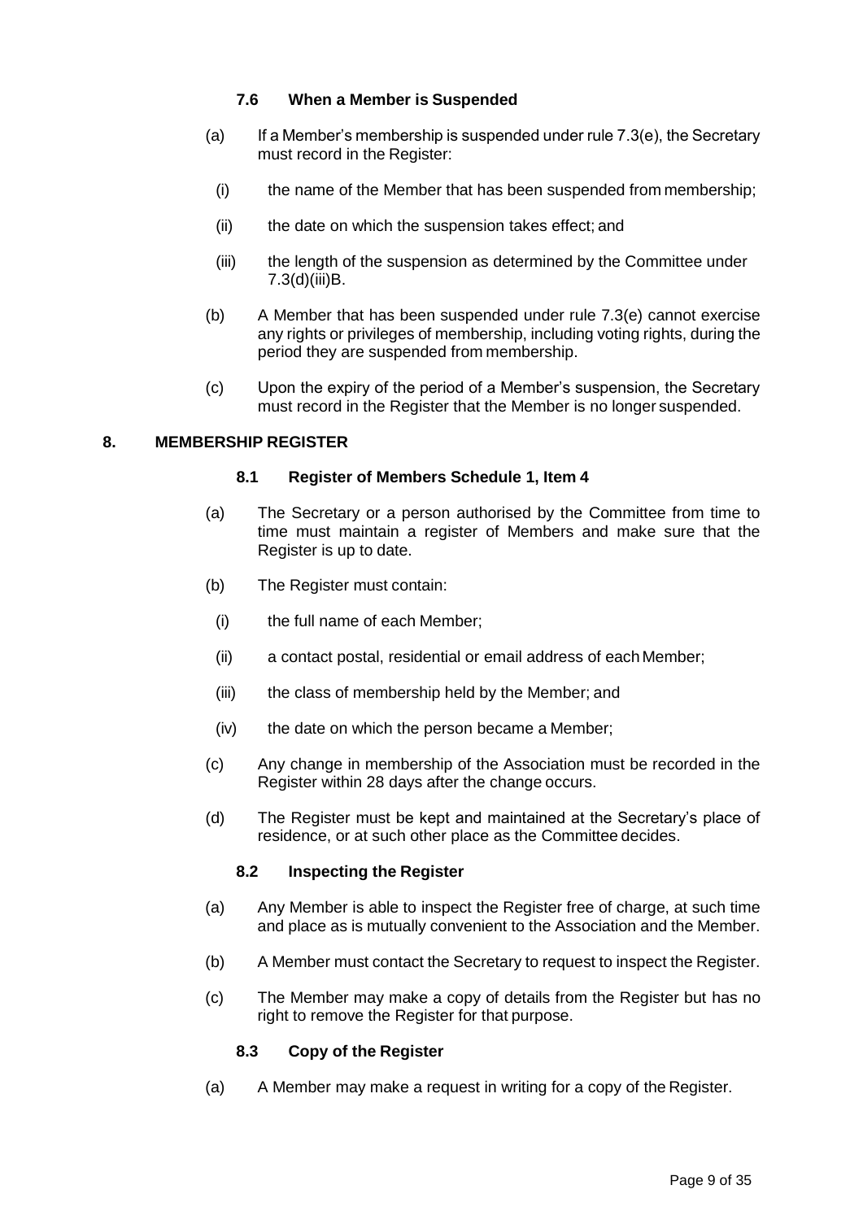### 7.6 When a Member is Suspended

(a) If a Member's membership is suspended under rule 7.3(e), the Secretary must record in the Register:

(i) the name of the Member that has been suspended from membership;

(ii) the date on which the suspension takes effect; and

(iii) the length of the suspension as determined by the Committee under 7.3(d)(iii)B.

(b) A Member that has been suspended under rule 7.3(e) cannot exercise any rights or privileges of membership, including voting rights, during the period they are suspended from membership.

(c) Upon the expiry of the period of a Member's suspension, the Secretary must record in the Register that the Member is no longer suspended.

## 8. MEMBERSHIP REGISTER

### 8.1 Register of Members Schedule 1, Item 4

(a) The Secretary or a person authorised by the Committee from time to time must maintain a register of Members and make sure that the Register is up to date.

(b) The Register must contain:

(i) the full name of each Member;

(ii) a contact postal, residential or email address of each Member;

(iii) the class of membership held by the Member; and

(iv) the date on which the person became a Member;

(c) Any change in membership of the Association must be recorded in the Register within 28 days after the change occurs.

(d) The Register must be kept and maintained at the Secretary's place of residence, or at such other place as the Committee decides.

### 8.2 Inspecting the Register

(a) Any Member is able to inspect the Register free of charge, at such time and place as is mutually convenient to the Association and the Member.

(b) A Member must contact the Secretary to request to inspect the Register.

(c) The Member may make a copy of details from the Register but has no right to remove the Register for that purpose.

### 8.3 Copy of the Register

(a) A Member may make a request in writing for a copy of the Register.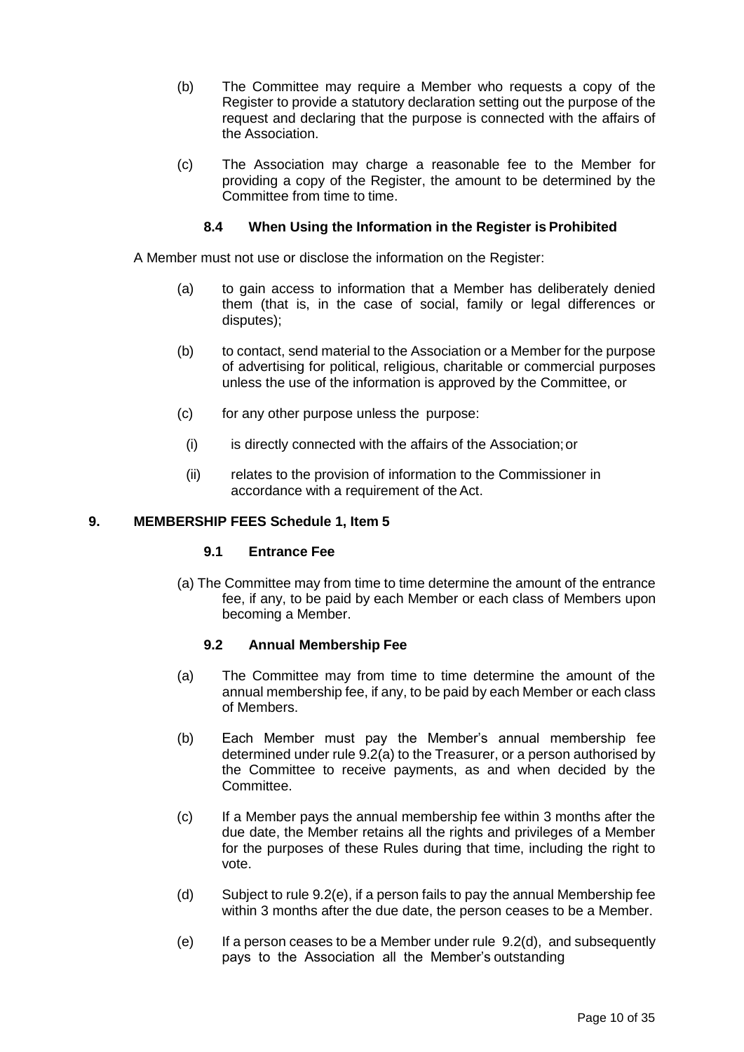(b) The Committee may require a Member who requests a copy of the Register to provide a statutory declaration setting out the purpose of the request and declaring that the purpose is connected with the affairs of the Association.

(c) The Association may charge a reasonable fee to the Member for providing a copy of the Register, the amount to be determined by the Committee from time to time.

### 8.4 When Using the Information in the Register is Prohibited

A Member must not use or disclose the information on the Register:

(a) to gain access to information that a Member has deliberately denied them (that is, in the case of social, family or legal differences or disputes);

(b) to contact, send material to the Association or a Member for the purpose of advertising for political, religious, charitable or commercial purposes unless the use of the information is approved by the Committee, or

(c) for any other purpose unless the purpose:

(i) is directly connected with the affairs of the Association; or

(ii) relates to the provision of information to the Commissioner in accordance with a requirement of the Act.

## 9. MEMBERSHIP FEES Schedule 1, Item 5

### 9.1 Entrance Fee

(a) The Committee may from time to time determine the amount of the entrance fee, if any, to be paid by each Member or each class of Members upon becoming a Member.

### 9.2 Annual Membership Fee

(a) The Committee may from time to time determine the amount of the annual membership fee, if any, to be paid by each Member or each class of Members.

(b) Each Member must pay the Member's annual membership fee determined under rule 9.2(a) to the Treasurer, or a person authorised by the Committee to receive payments, as and when decided by the Committee.

(c) If a Member pays the annual membership fee within 3 months after the due date, the Member retains all the rights and privileges of a Member for the purposes of these Rules during that time, including the right to vote.

(d) Subject to rule 9.2(e), if a person fails to pay the annual Membership fee within 3 months after the due date, the person ceases to be a Member.

(e) If a person ceases to be a Member under rule 9.2(d), and subsequently pays to the Association all the Member's outstanding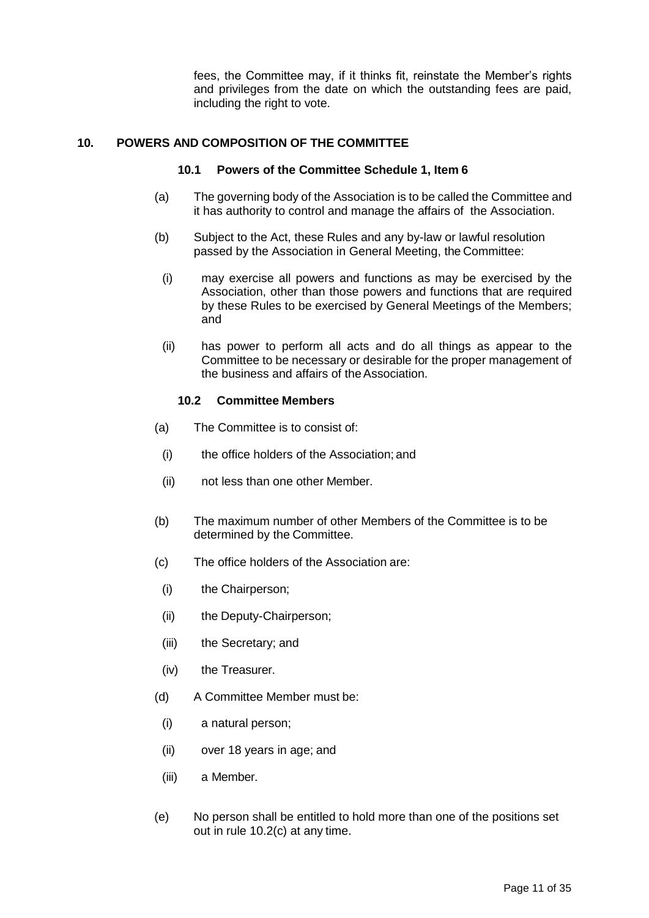fees, the Committee may, if it thinks fit, reinstate the Member's rights and privileges from the date on which the outstanding fees are paid, including the right to vote.

## 10. POWERS AND COMPOSITION OF THE COMMITTEE

### 10.1 Powers of the Committee Schedule 1, Item 6

(a) The governing body of the Association is to be called the Committee and it has authority to control and manage the affairs of the Association.

(b) Subject to the Act, these Rules and any by-law or lawful resolution passed by the Association in General Meeting, the Committee:

(i) may exercise all powers and functions as may be exercised by the Association, other than those powers and functions that are required by these Rules to be exercised by General Meetings of the Members; and

(ii) has power to perform all acts and do all things as appear to the Committee to be necessary or desirable for the proper management of the business and affairs of the Association.

### 10.2 Committee Members

(a) The Committee is to consist of:

(i) the office holders of the Association; and

(ii) not less than one other Member.

(b) The maximum number of other Members of the Committee is to be determined by the Committee.

(c) The office holders of the Association are:

(i) the Chairperson;

(ii) the Deputy-Chairperson;

(iii) the Secretary; and

(iv) the Treasurer.

(d) A Committee Member must be:

(i) a natural person;

(ii) over 18 years in age; and

(iii) a Member.

(e) No person shall be entitled to hold more than one of the positions set out in rule 10.2(c) at any time.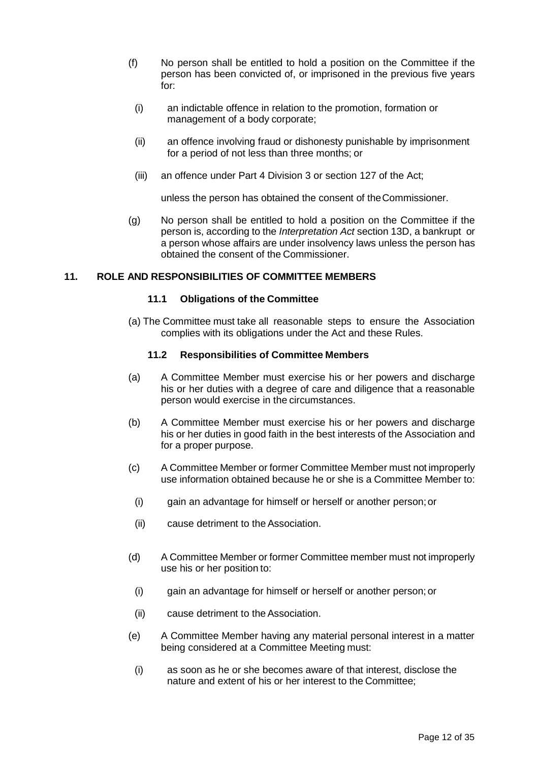(f) No person shall be entitled to hold a position on the Committee if the person has been convicted of, or imprisoned in the previous five years for:

(i) an indictable offence in relation to the promotion, formation or management of a body corporate;

(ii) an offence involving fraud or dishonesty punishable by imprisonment for a period of not less than three months; or

(iii) an offence under Part 4 Division 3 or section 127 of the Act;

unless the person has obtained the consent of the Commissioner.

(g) No person shall be entitled to hold a position on the Committee if the person is, according to the *Interpretation Act* section 13D, a bankrupt or a person whose affairs are under insolvency laws unless the person has obtained the consent of the Commissioner.

## 11. ROLE AND RESPONSIBILITIES OF COMMITTEE MEMBERS

### 11.1 Obligations of the Committee

(a) The Committee must take all reasonable steps to ensure the Association complies with its obligations under the Act and these Rules.

### 11.2 Responsibilities of Committee Members

(a) A Committee Member must exercise his or her powers and discharge his or her duties with a degree of care and diligence that a reasonable person would exercise in the circumstances.

(b) A Committee Member must exercise his or her powers and discharge his or her duties in good faith in the best interests of the Association and for a proper purpose.

(c) A Committee Member or former Committee Member must not improperly use information obtained because he or she is a Committee Member to:

(i) gain an advantage for himself or herself or another person; or

(ii) cause detriment to the Association.

(d) A Committee Member or former Committee member must not improperly use his or her position to:

(i) gain an advantage for himself or herself or another person; or

(ii) cause detriment to the Association.

(e) A Committee Member having any material personal interest in a matter being considered at a Committee Meeting must:

(i) as soon as he or she becomes aware of that interest, disclose the nature and extent of his or her interest to the Committee;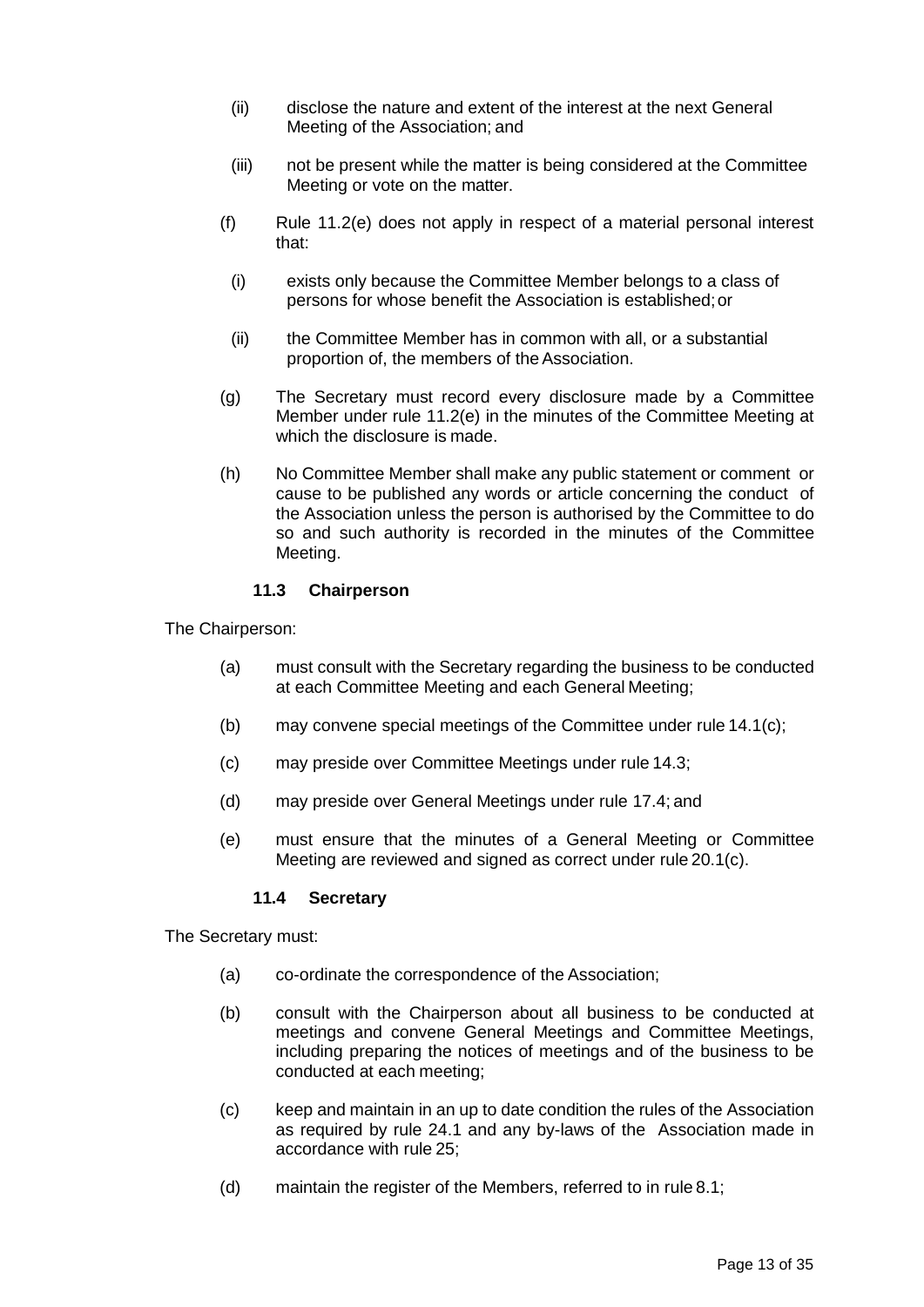(ii) disclose the nature and extent of the interest at the next General Meeting of the Association; and

(iii) not be present while the matter is being considered at the Committee Meeting or vote on the matter.

(f) Rule 11.2(e) does not apply in respect of a material personal interest that:

(i) exists only because the Committee Member belongs to a class of persons for whose benefit the Association is established; or

(ii) the Committee Member has in common with all, or a substantial proportion of, the members of the Association.

(g) The Secretary must record every disclosure made by a Committee Member under rule 11.2(e) in the minutes of the Committee Meeting at which the disclosure is made.

(h) No Committee Member shall make any public statement or comment or cause to be published any words or article concerning the conduct of the Association unless the person is authorised by the Committee to do so and such authority is recorded in the minutes of the Committee Meeting.

### 11.3 Chairperson

The Chairperson:

(a) must consult with the Secretary regarding the business to be conducted at each Committee Meeting and each General Meeting;

(b) may convene special meetings of the Committee under rule 14.1(c);

(c) may preside over Committee Meetings under rule 14.3;

(d) may preside over General Meetings under rule 17.4; and

(e) must ensure that the minutes of a General Meeting or Committee Meeting are reviewed and signed as correct under rule 20.1(c).

### 11.4 Secretary

The Secretary must:

(a) co-ordinate the correspondence of the Association;

(b) consult with the Chairperson about all business to be conducted at meetings and convene General Meetings and Committee Meetings, including preparing the notices of meetings and of the business to be conducted at each meeting;

(c) keep and maintain in an up to date condition the rules of the Association as required by rule 24.1 and any by-laws of the Association made in accordance with rule 25;

(d) maintain the register of the Members, referred to in rule 8.1;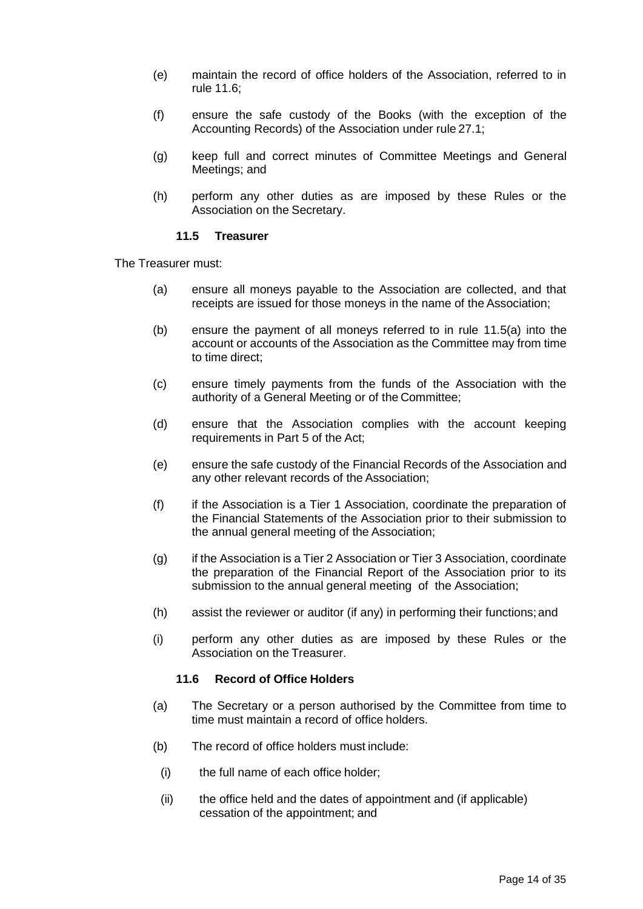(e) maintain the record of office holders of the Association, referred to in rule 11.6;

(f) ensure the safe custody of the Books (with the exception of the Accounting Records) of the Association under rule 27.1;

(g) keep full and correct minutes of Committee Meetings and General Meetings; and

(h) perform any other duties as are imposed by these Rules or the Association on the Secretary.

### 11.5 Treasurer

The Treasurer must:

(a) ensure all moneys payable to the Association are collected, and that receipts are issued for those moneys in the name of the Association;

(b) ensure the payment of all moneys referred to in rule 11.5(a) into the account or accounts of the Association as the Committee may from time to time direct;

(c) ensure timely payments from the funds of the Association with the authority of a General Meeting or of the Committee;

(d) ensure that the Association complies with the account keeping requirements in Part 5 of the Act;

(e) ensure the safe custody of the Financial Records of the Association and any other relevant records of the Association;

(f) if the Association is a Tier 1 Association, coordinate the preparation of the Financial Statements of the Association prior to their submission to the annual general meeting of the Association;

(g) if the Association is a Tier 2 Association or Tier 3 Association, coordinate the preparation of the Financial Report of the Association prior to its submission to the annual general meeting of the Association;

(h) assist the reviewer or auditor (if any) in performing their functions; and

(i) perform any other duties as are imposed by these Rules or the Association on the Treasurer.

### 11.6 Record of Office Holders

(a) The Secretary or a person authorised by the Committee from time to time must maintain a record of office holders.

(b) The record of office holders must include:

(i) the full name of each office holder;

(ii) the office held and the dates of appointment and (if applicable) cessation of the appointment; and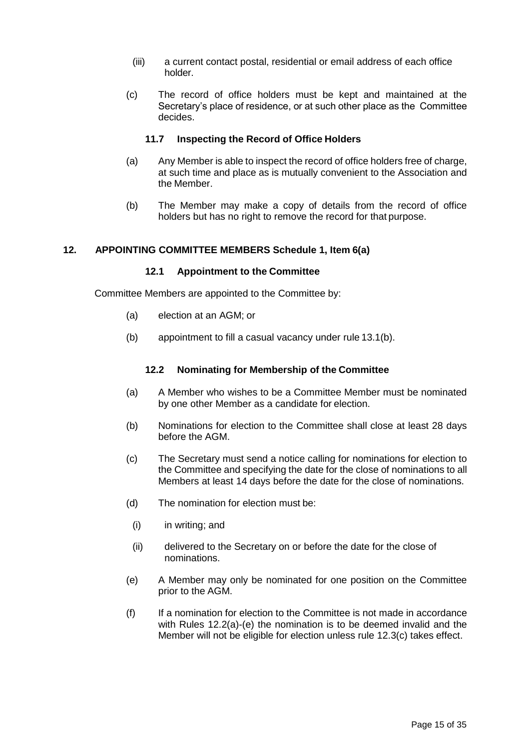(iii) a current contact postal, residential or email address of each office holder.

(c) The record of office holders must be kept and maintained at the Secretary's place of residence, or at such other place as the Committee decides.

### 11.7 Inspecting the Record of Office Holders

(a) Any Member is able to inspect the record of office holders free of charge, at such time and place as is mutually convenient to the Association and the Member.

(b) The Member may make a copy of details from the record of office holders but has no right to remove the record for that purpose.

## 12. APPOINTING COMMITTEE MEMBERS Schedule 1, Item 6(a)

### 12.1 Appointment to the Committee

Committee Members are appointed to the Committee by:

(a) election at an AGM; or

(b) appointment to fill a casual vacancy under rule 13.1(b).

### 12.2 Nominating for Membership of the Committee

(a) A Member who wishes to be a Committee Member must be nominated by one other Member as a candidate for election.

(b) Nominations for election to the Committee shall close at least 28 days before the AGM.

(c) The Secretary must send a notice calling for nominations for election to the Committee and specifying the date for the close of nominations to all Members at least 14 days before the date for the close of nominations.

(d) The nomination for election must be:

(i) in writing; and

(ii) delivered to the Secretary on or before the date for the close of nominations.

(e) A Member may only be nominated for one position on the Committee prior to the AGM.

(f) If a nomination for election to the Committee is not made in accordance with Rules 12.2(a)-(e) the nomination is to be deemed invalid and the Member will not be eligible for election unless rule 12.3(c) takes effect.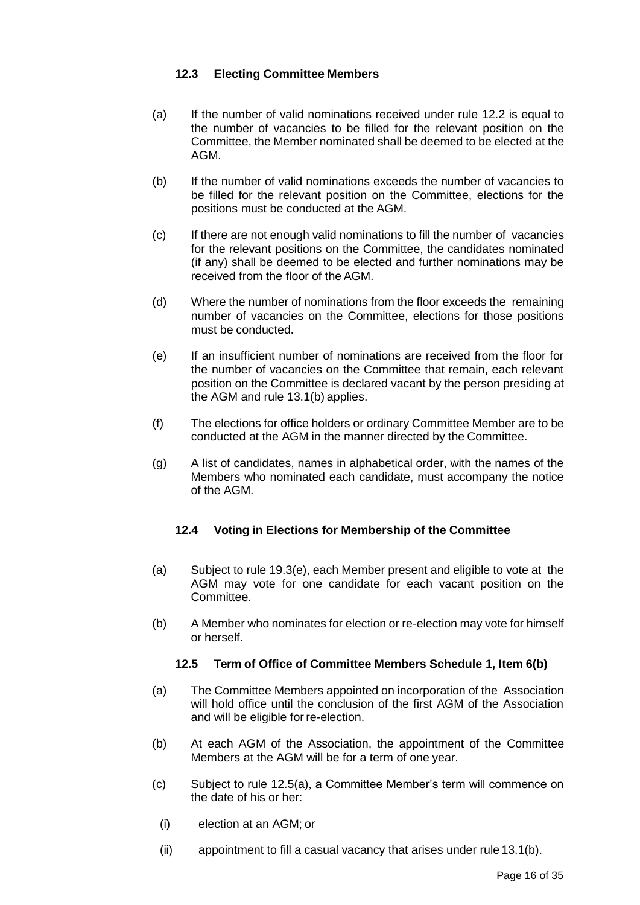### 12.3 Electing Committee Members

(a) If the number of valid nominations received under rule 12.2 is equal to the number of vacancies to be filled for the relevant position on the Committee, the Member nominated shall be deemed to be elected at the AGM.

(b) If the number of valid nominations exceeds the number of vacancies to be filled for the relevant position on the Committee, elections for the positions must be conducted at the AGM.

(c) If there are not enough valid nominations to fill the number of vacancies for the relevant positions on the Committee, the candidates nominated (if any) shall be deemed to be elected and further nominations may be received from the floor of the AGM.

(d) Where the number of nominations from the floor exceeds the remaining number of vacancies on the Committee, elections for those positions must be conducted.

(e) If an insufficient number of nominations are received from the floor for the number of vacancies on the Committee that remain, each relevant position on the Committee is declared vacant by the person presiding at the AGM and rule 13.1(b) applies.

(f) The elections for office holders or ordinary Committee Member are to be conducted at the AGM in the manner directed by the Committee.

(g) A list of candidates, names in alphabetical order, with the names of the Members who nominated each candidate, must accompany the notice of the AGM.

### 12.4 Voting in Elections for Membership of the Committee

(a) Subject to rule 19.3(e), each Member present and eligible to vote at the AGM may vote for one candidate for each vacant position on the Committee.

(b) A Member who nominates for election or re-election may vote for himself or herself.

### 12.5 Term of Office of Committee Members Schedule 1, Item 6(b)

(a) The Committee Members appointed on incorporation of the Association will hold office until the conclusion of the first AGM of the Association and will be eligible for re-election.

(b) At each AGM of the Association, the appointment of the Committee Members at the AGM will be for a term of one year.

(c) Subject to rule 12.5(a), a Committee Member's term will commence on the date of his or her:

(i) election at an AGM; or

(ii) appointment to fill a casual vacancy that arises under rule 13.1(b).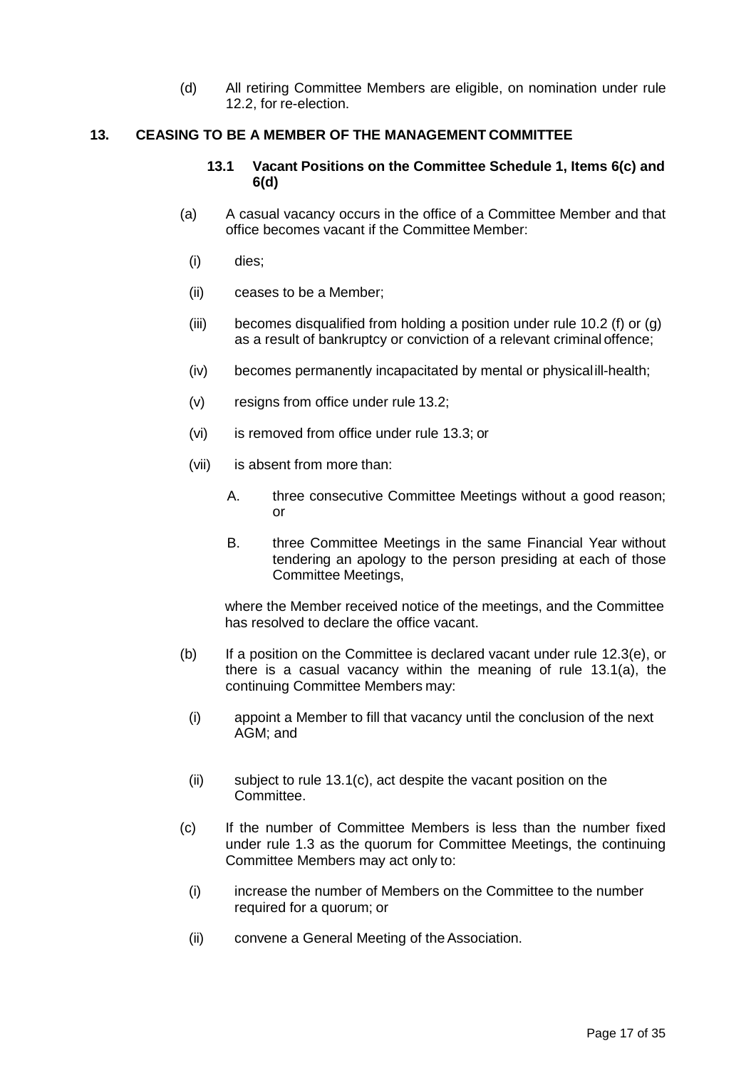(d) All retiring Committee Members are eligible, on nomination under rule 12.2, for re-election.

## 13. CEASING TO BE A MEMBER OF THE MANAGEMENT COMMITTEE

### 13.1 Vacant Positions on the Committee Schedule 1, Items 6(c) and 6(d)

(a) A casual vacancy occurs in the office of a Committee Member and that office becomes vacant if the Committee Member:

- (i) dies;
- (ii) ceases to be a Member;
- (iii) becomes disqualified from holding a position under rule 10.2 (f) or (g) as a result of bankruptcy or conviction of a relevant criminal offence;
- (iv) becomes permanently incapacitated by mental or physical ill-health;
- (v) resigns from office under rule 13.2;
- (vi) is removed from office under rule 13.3; or
- (vii) is absent from more than:
  - A. three consecutive Committee Meetings without a good reason; or
  - B. three Committee Meetings in the same Financial Year without tendering an apology to the person presiding at each of those Committee Meetings,

  where the Member received notice of the meetings, and the Committee has resolved to declare the office vacant.

(b) If a position on the Committee is declared vacant under rule 12.3(e), or there is a casual vacancy within the meaning of rule 13.1(a), the continuing Committee Members may:

- (i) appoint a Member to fill that vacancy until the conclusion of the next AGM; and
- (ii) subject to rule 13.1(c), act despite the vacant position on the Committee.

(c) If the number of Committee Members is less than the number fixed under rule 1.3 as the quorum for Committee Meetings, the continuing Committee Members may act only to:

- (i) increase the number of Members on the Committee to the number required for a quorum; or
- (ii) convene a General Meeting of the Association.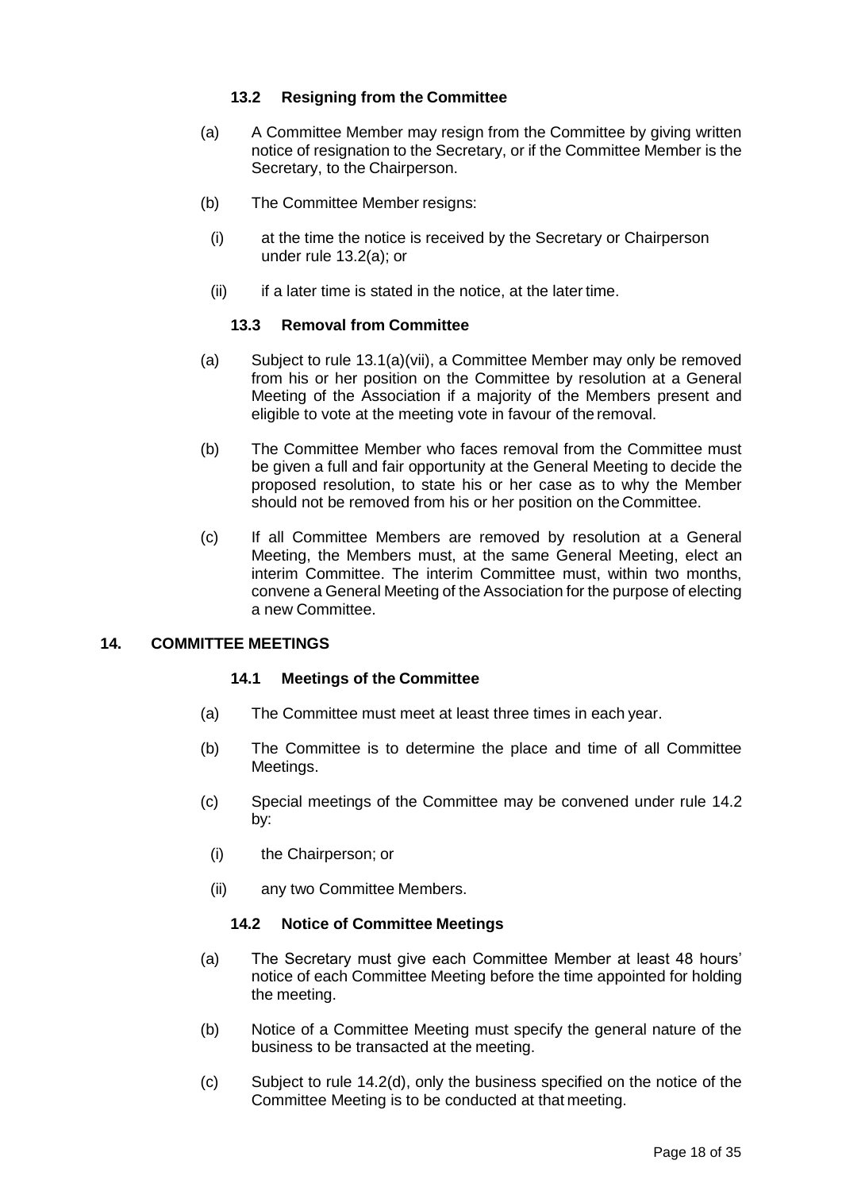### 13.2 Resigning from the Committee

(a) A Committee Member may resign from the Committee by giving written notice of resignation to the Secretary, or if the Committee Member is the Secretary, to the Chairperson.

(b) The Committee Member resigns:

  (i) at the time the notice is received by the Secretary or Chairperson under rule 13.2(a); or

  (ii) if a later time is stated in the notice, at the later time.

### 13.3 Removal from Committee

(a) Subject to rule 13.1(a)(vii), a Committee Member may only be removed from his or her position on the Committee by resolution at a General Meeting of the Association if a majority of the Members present and eligible to vote at the meeting vote in favour of the removal.

(b) The Committee Member who faces removal from the Committee must be given a full and fair opportunity at the General Meeting to decide the proposed resolution, to state his or her case as to why the Member should not be removed from his or her position on the Committee.

(c) If all Committee Members are removed by resolution at a General Meeting, the Members must, at the same General Meeting, elect an interim Committee. The interim Committee must, within two months, convene a General Meeting of the Association for the purpose of electing a new Committee.

## 14. COMMITTEE MEETINGS

### 14.1 Meetings of the Committee

(a) The Committee must meet at least three times in each year.

(b) The Committee is to determine the place and time of all Committee Meetings.

(c) Special meetings of the Committee may be convened under rule 14.2 by:

  (i) the Chairperson; or

  (ii) any two Committee Members.

### 14.2 Notice of Committee Meetings

(a) The Secretary must give each Committee Member at least 48 hours' notice of each Committee Meeting before the time appointed for holding the meeting.

(b) Notice of a Committee Meeting must specify the general nature of the business to be transacted at the meeting.

(c) Subject to rule 14.2(d), only the business specified on the notice of the Committee Meeting is to be conducted at that meeting.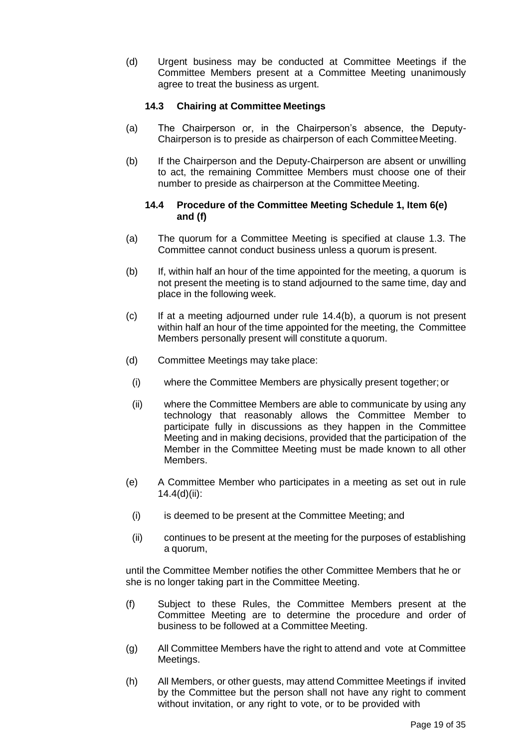(d) Urgent business may be conducted at Committee Meetings if the Committee Members present at a Committee Meeting unanimously agree to treat the business as urgent.

### 14.3 Chairing at Committee Meetings

(a) The Chairperson or, in the Chairperson's absence, the Deputy-Chairperson is to preside as chairperson of each Committee Meeting.

(b) If the Chairperson and the Deputy-Chairperson are absent or unwilling to act, the remaining Committee Members must choose one of their number to preside as chairperson at the Committee Meeting.

### 14.4 Procedure of the Committee Meeting Schedule 1, Item 6(e) and (f)

(a) The quorum for a Committee Meeting is specified at clause 1.3. The Committee cannot conduct business unless a quorum is present.

(b) If, within half an hour of the time appointed for the meeting, a quorum is not present the meeting is to stand adjourned to the same time, day and place in the following week.

(c) If at a meeting adjourned under rule 14.4(b), a quorum is not present within half an hour of the time appointed for the meeting, the Committee Members personally present will constitute a quorum.

(d) Committee Meetings may take place:

(i) where the Committee Members are physically present together; or

(ii) where the Committee Members are able to communicate by using any technology that reasonably allows the Committee Member to participate fully in discussions as they happen in the Committee Meeting and in making decisions, provided that the participation of the Member in the Committee Meeting must be made known to all other Members.

(e) A Committee Member who participates in a meeting as set out in rule 14.4(d)(ii):

(i) is deemed to be present at the Committee Meeting; and

(ii) continues to be present at the meeting for the purposes of establishing a quorum,

until the Committee Member notifies the other Committee Members that he or she is no longer taking part in the Committee Meeting.

(f) Subject to these Rules, the Committee Members present at the Committee Meeting are to determine the procedure and order of business to be followed at a Committee Meeting.

(g) All Committee Members have the right to attend and vote at Committee Meetings.

(h) All Members, or other guests, may attend Committee Meetings if invited by the Committee but the person shall not have any right to comment without invitation, or any right to vote, or to be provided with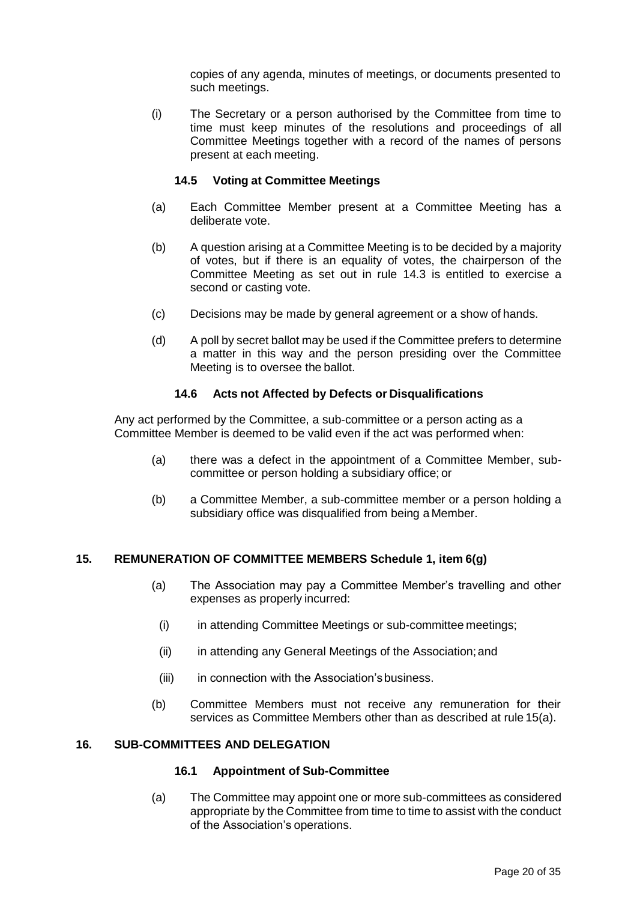copies of any agenda, minutes of meetings, or documents presented to such meetings.

(i) The Secretary or a person authorised by the Committee from time to time must keep minutes of the resolutions and proceedings of all Committee Meetings together with a record of the names of persons present at each meeting.

### 14.5 Voting at Committee Meetings

(a) Each Committee Member present at a Committee Meeting has a deliberate vote.

(b) A question arising at a Committee Meeting is to be decided by a majority of votes, but if there is an equality of votes, the chairperson of the Committee Meeting as set out in rule 14.3 is entitled to exercise a second or casting vote.

(c) Decisions may be made by general agreement or a show of hands.

(d) A poll by secret ballot may be used if the Committee prefers to determine a matter in this way and the person presiding over the Committee Meeting is to oversee the ballot.

### 14.6 Acts not Affected by Defects or Disqualifications

Any act performed by the Committee, a sub-committee or a person acting as a Committee Member is deemed to be valid even if the act was performed when:

(a) there was a defect in the appointment of a Committee Member, sub-committee or person holding a subsidiary office; or

(b) a Committee Member, a sub-committee member or a person holding a subsidiary office was disqualified from being a Member.

## 15. REMUNERATION OF COMMITTEE MEMBERS Schedule 1, item 6(g)

(a) The Association may pay a Committee Member's travelling and other expenses as properly incurred:

(i) in attending Committee Meetings or sub-committee meetings;

(ii) in attending any General Meetings of the Association; and

(iii) in connection with the Association's business.

(b) Committee Members must not receive any remuneration for their services as Committee Members other than as described at rule 15(a).

## 16. SUB-COMMITTEES AND DELEGATION

### 16.1 Appointment of Sub-Committee

(a) The Committee may appoint one or more sub-committees as considered appropriate by the Committee from time to time to assist with the conduct of the Association's operations.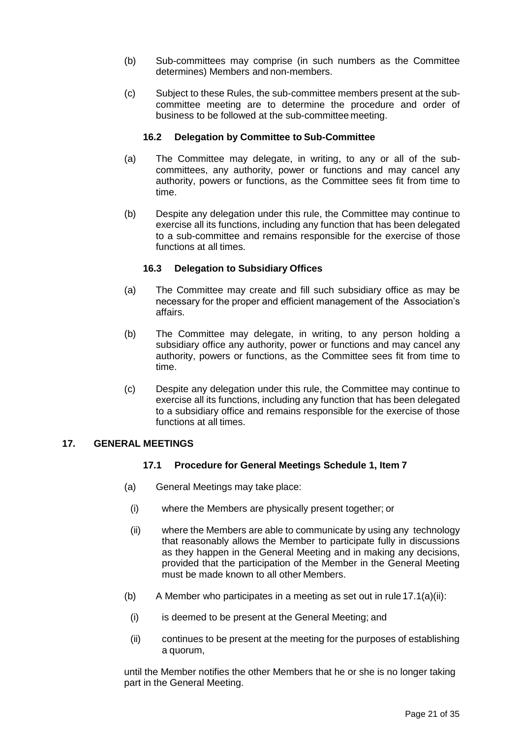(b) Sub-committees may comprise (in such numbers as the Committee determines) Members and non-members.

(c) Subject to these Rules, the sub-committee members present at the sub-committee meeting are to determine the procedure and order of business to be followed at the sub-committee meeting.

### 16.2 Delegation by Committee to Sub-Committee

(a) The Committee may delegate, in writing, to any or all of the sub-committees, any authority, power or functions and may cancel any authority, powers or functions, as the Committee sees fit from time to time.

(b) Despite any delegation under this rule, the Committee may continue to exercise all its functions, including any function that has been delegated to a sub-committee and remains responsible for the exercise of those functions at all times.

### 16.3 Delegation to Subsidiary Offices

(a) The Committee may create and fill such subsidiary office as may be necessary for the proper and efficient management of the Association's affairs.

(b) The Committee may delegate, in writing, to any person holding a subsidiary office any authority, power or functions and may cancel any authority, powers or functions, as the Committee sees fit from time to time.

(c) Despite any delegation under this rule, the Committee may continue to exercise all its functions, including any function that has been delegated to a subsidiary office and remains responsible for the exercise of those functions at all times.

## 17. GENERAL MEETINGS

### 17.1 Procedure for General Meetings Schedule 1, Item 7

(a) General Meetings may take place:

(i) where the Members are physically present together; or

(ii) where the Members are able to communicate by using any technology that reasonably allows the Member to participate fully in discussions as they happen in the General Meeting and in making any decisions, provided that the participation of the Member in the General Meeting must be made known to all other Members.

(b) A Member who participates in a meeting as set out in rule 17.1(a)(ii):

(i) is deemed to be present at the General Meeting; and

(ii) continues to be present at the meeting for the purposes of establishing a quorum,

until the Member notifies the other Members that he or she is no longer taking part in the General Meeting.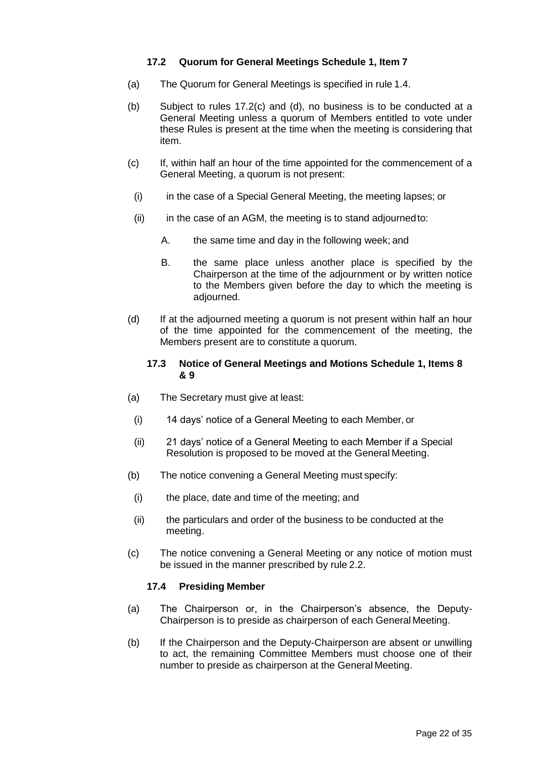### 17.2 Quorum for General Meetings Schedule 1, Item 7

(a) The Quorum for General Meetings is specified in rule 1.4.

(b) Subject to rules 17.2(c) and (d), no business is to be conducted at a General Meeting unless a quorum of Members entitled to vote under these Rules is present at the time when the meeting is considering that item.

(c) If, within half an hour of the time appointed for the commencement of a General Meeting, a quorum is not present:

  (i) in the case of a Special General Meeting, the meeting lapses; or

  (ii) in the case of an AGM, the meeting is to stand adjourned to:

    A. the same time and day in the following week; and

    B. the same place unless another place is specified by the Chairperson at the time of the adjournment or by written notice to the Members given before the day to which the meeting is adjourned.

(d) If at the adjourned meeting a quorum is not present within half an hour of the time appointed for the commencement of the meeting, the Members present are to constitute a quorum.

### 17.3 Notice of General Meetings and Motions Schedule 1, Items 8 & 9

(a) The Secretary must give at least:

  (i) 14 days' notice of a General Meeting to each Member, or

  (ii) 21 days' notice of a General Meeting to each Member if a Special Resolution is proposed to be moved at the General Meeting.

(b) The notice convening a General Meeting must specify:

  (i) the place, date and time of the meeting; and

  (ii) the particulars and order of the business to be conducted at the meeting.

(c) The notice convening a General Meeting or any notice of motion must be issued in the manner prescribed by rule 2.2.

### 17.4 Presiding Member

(a) The Chairperson or, in the Chairperson's absence, the Deputy-Chairperson is to preside as chairperson of each General Meeting.

(b) If the Chairperson and the Deputy-Chairperson are absent or unwilling to act, the remaining Committee Members must choose one of their number to preside as chairperson at the General Meeting.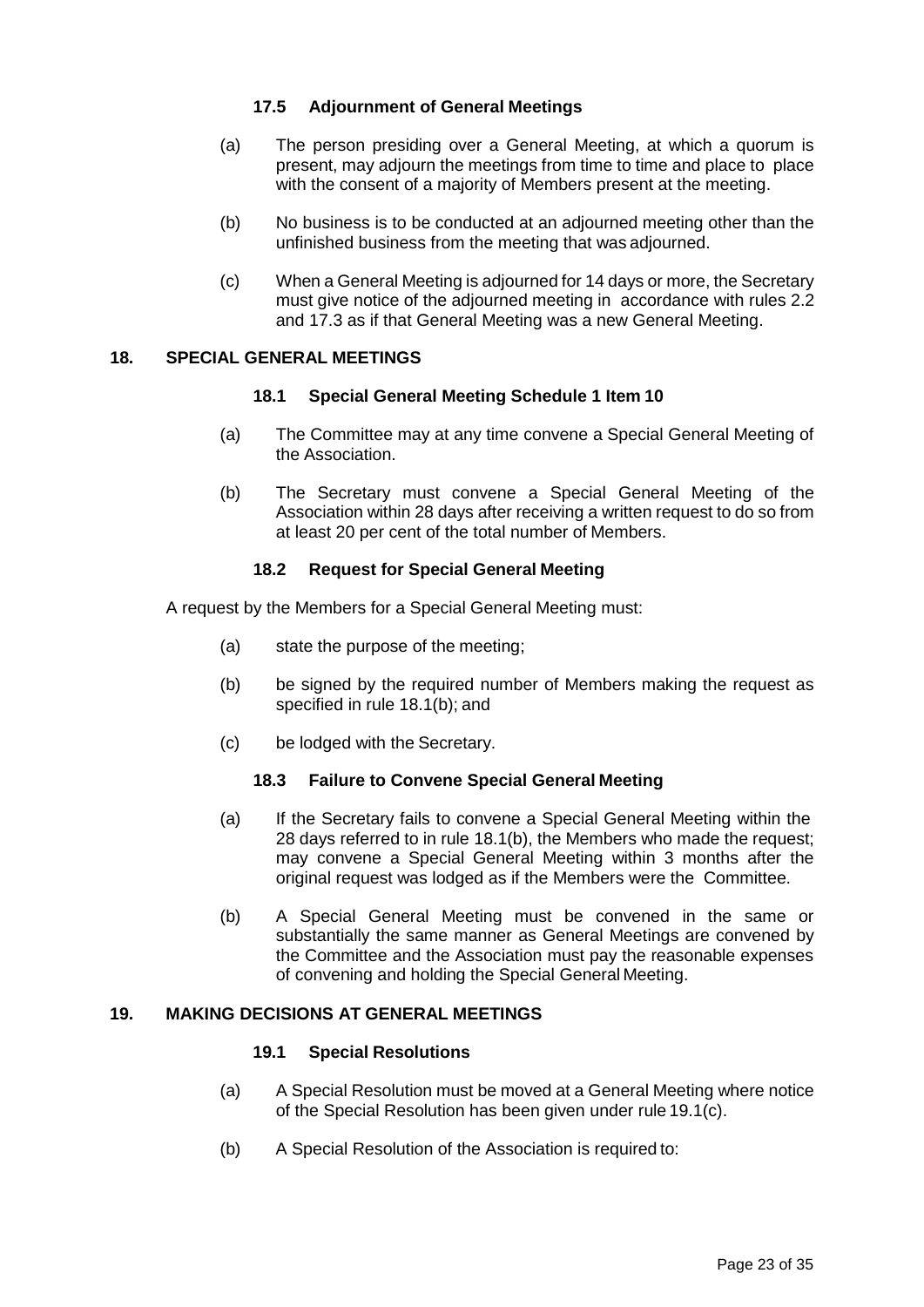### 17.5 Adjournment of General Meetings

(a) The person presiding over a General Meeting, at which a quorum is present, may adjourn the meetings from time to time and place to place with the consent of a majority of Members present at the meeting.

(b) No business is to be conducted at an adjourned meeting other than the unfinished business from the meeting that was adjourned.

(c) When a General Meeting is adjourned for 14 days or more, the Secretary must give notice of the adjourned meeting in accordance with rules 2.2 and 17.3 as if that General Meeting was a new General Meeting.

## 18. SPECIAL GENERAL MEETINGS

### 18.1 Special General Meeting Schedule 1 Item 10

(a) The Committee may at any time convene a Special General Meeting of the Association.

(b) The Secretary must convene a Special General Meeting of the Association within 28 days after receiving a written request to do so from at least 20 per cent of the total number of Members.

### 18.2 Request for Special General Meeting

A request by the Members for a Special General Meeting must:

(a) state the purpose of the meeting;

(b) be signed by the required number of Members making the request as specified in rule 18.1(b); and

(c) be lodged with the Secretary.

### 18.3 Failure to Convene Special General Meeting

(a) If the Secretary fails to convene a Special General Meeting within the 28 days referred to in rule 18.1(b), the Members who made the request; may convene a Special General Meeting within 3 months after the original request was lodged as if the Members were the Committee.

(b) A Special General Meeting must be convened in the same or substantially the same manner as General Meetings are convened by the Committee and the Association must pay the reasonable expenses of convening and holding the Special General Meeting.

## 19. MAKING DECISIONS AT GENERAL MEETINGS

### 19.1 Special Resolutions

(a) A Special Resolution must be moved at a General Meeting where notice of the Special Resolution has been given under rule 19.1(c).

(b) A Special Resolution of the Association is required to: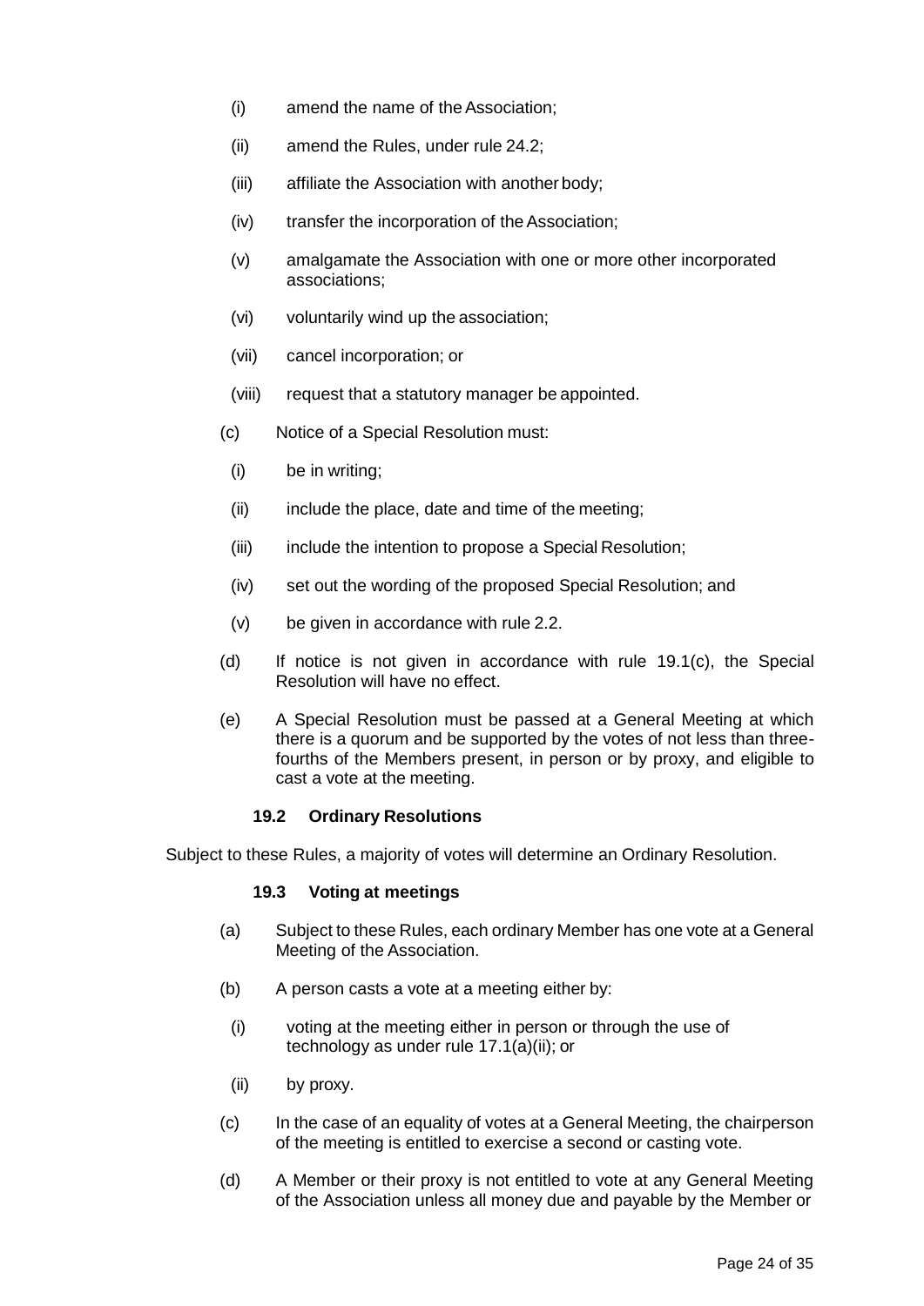(i) amend the name of the Association;

(ii) amend the Rules, under rule 24.2;

(iii) affiliate the Association with another body;

(iv) transfer the incorporation of the Association;

(v) amalgamate the Association with one or more other incorporated associations;

(vi) voluntarily wind up the association;

(vii) cancel incorporation; or

(viii) request that a statutory manager be appointed.

(c) Notice of a Special Resolution must:

(i) be in writing;

(ii) include the place, date and time of the meeting;

(iii) include the intention to propose a Special Resolution;

(iv) set out the wording of the proposed Special Resolution; and

(v) be given in accordance with rule 2.2.

(d) If notice is not given in accordance with rule 19.1(c), the Special Resolution will have no effect.

(e) A Special Resolution must be passed at a General Meeting at which there is a quorum and be supported by the votes of not less than three-fourths of the Members present, in person or by proxy, and eligible to cast a vote at the meeting.

### 19.2 Ordinary Resolutions

Subject to these Rules, a majority of votes will determine an Ordinary Resolution.

### 19.3 Voting at meetings

(a) Subject to these Rules, each ordinary Member has one vote at a General Meeting of the Association.

(b) A person casts a vote at a meeting either by:

(i) voting at the meeting either in person or through the use of technology as under rule 17.1(a)(ii); or

(ii) by proxy.

(c) In the case of an equality of votes at a General Meeting, the chairperson of the meeting is entitled to exercise a second or casting vote.

(d) A Member or their proxy is not entitled to vote at any General Meeting of the Association unless all money due and payable by the Member or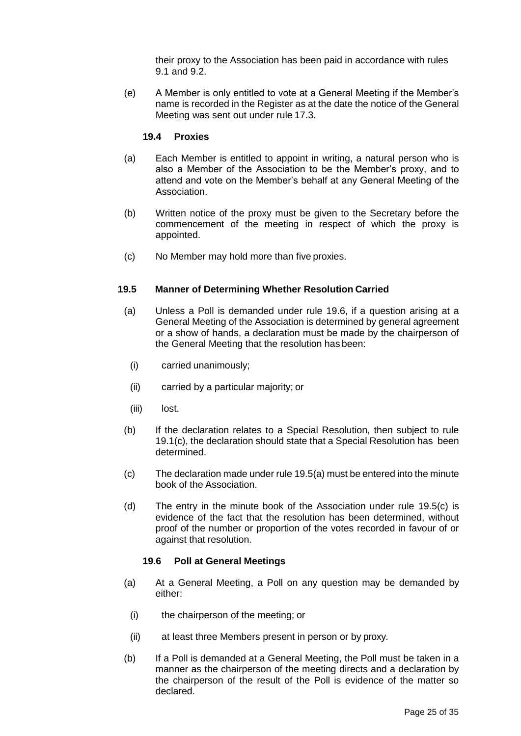their proxy to the Association has been paid in accordance with rules 9.1 and 9.2.

(e) A Member is only entitled to vote at a General Meeting if the Member's name is recorded in the Register as at the date the notice of the General Meeting was sent out under rule 17.3.

### 19.4 Proxies

(a) Each Member is entitled to appoint in writing, a natural person who is also a Member of the Association to be the Member's proxy, and to attend and vote on the Member's behalf at any General Meeting of the Association.

(b) Written notice of the proxy must be given to the Secretary before the commencement of the meeting in respect of which the proxy is appointed.

(c) No Member may hold more than five proxies.

### 19.5 Manner of Determining Whether Resolution Carried

(a) Unless a Poll is demanded under rule 19.6, if a question arising at a General Meeting of the Association is determined by general agreement or a show of hands, a declaration must be made by the chairperson of the General Meeting that the resolution has been:

(i) carried unanimously;

(ii) carried by a particular majority; or

(iii) lost.

(b) If the declaration relates to a Special Resolution, then subject to rule 19.1(c), the declaration should state that a Special Resolution has been determined.

(c) The declaration made under rule 19.5(a) must be entered into the minute book of the Association.

(d) The entry in the minute book of the Association under rule 19.5(c) is evidence of the fact that the resolution has been determined, without proof of the number or proportion of the votes recorded in favour of or against that resolution.

### 19.6 Poll at General Meetings

(a) At a General Meeting, a Poll on any question may be demanded by either:

(i) the chairperson of the meeting; or

(ii) at least three Members present in person or by proxy.

(b) If a Poll is demanded at a General Meeting, the Poll must be taken in a manner as the chairperson of the meeting directs and a declaration by the chairperson of the result of the Poll is evidence of the matter so declared.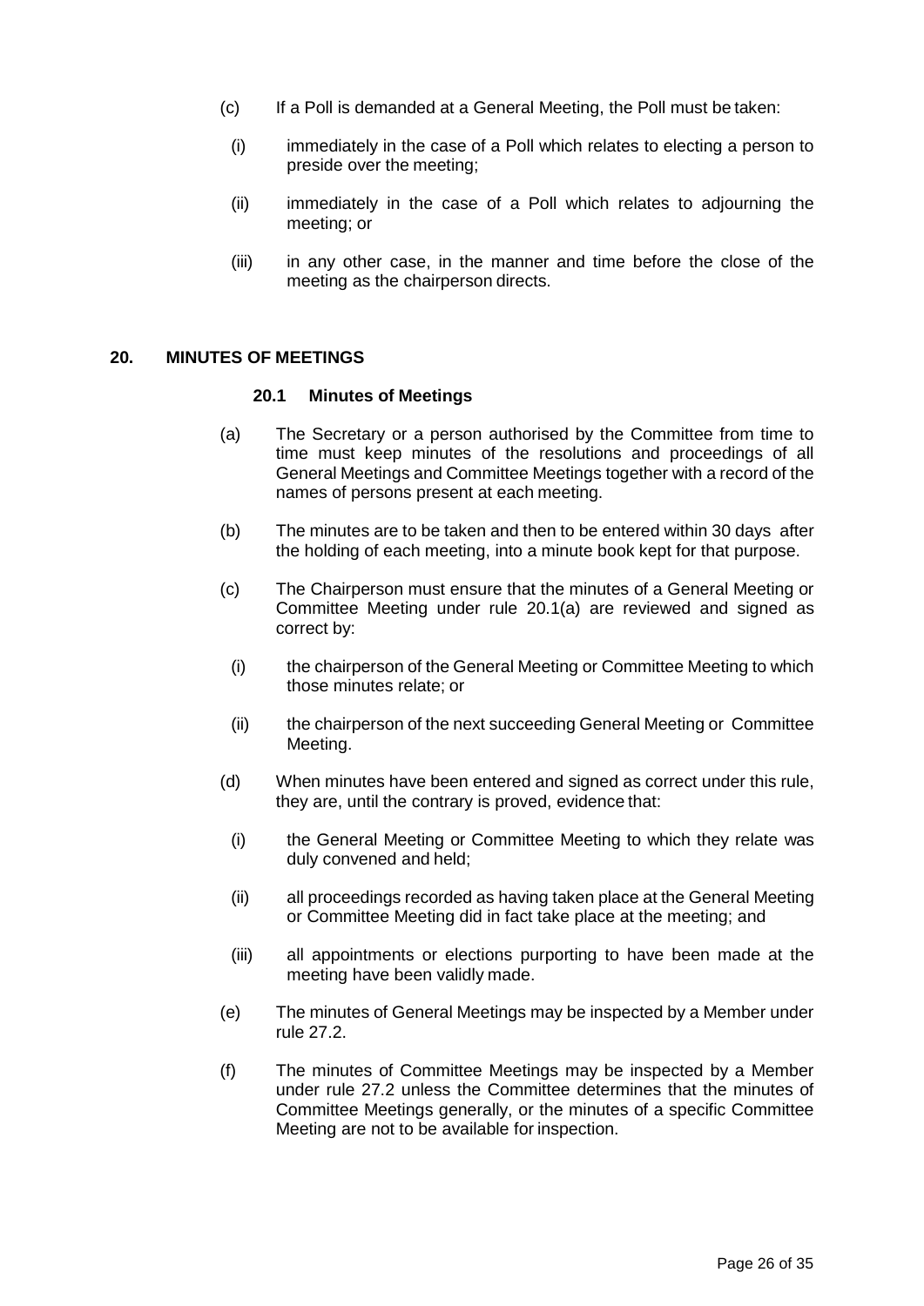(c) If a Poll is demanded at a General Meeting, the Poll must be taken:

(i) immediately in the case of a Poll which relates to electing a person to preside over the meeting;

(ii) immediately in the case of a Poll which relates to adjourning the meeting; or

(iii) in any other case, in the manner and time before the close of the meeting as the chairperson directs.

## 20. MINUTES OF MEETINGS

### 20.1 Minutes of Meetings

(a) The Secretary or a person authorised by the Committee from time to time must keep minutes of the resolutions and proceedings of all General Meetings and Committee Meetings together with a record of the names of persons present at each meeting.

(b) The minutes are to be taken and then to be entered within 30 days after the holding of each meeting, into a minute book kept for that purpose.

(c) The Chairperson must ensure that the minutes of a General Meeting or Committee Meeting under rule 20.1(a) are reviewed and signed as correct by:

(i) the chairperson of the General Meeting or Committee Meeting to which those minutes relate; or

(ii) the chairperson of the next succeeding General Meeting or Committee Meeting.

(d) When minutes have been entered and signed as correct under this rule, they are, until the contrary is proved, evidence that:

(i) the General Meeting or Committee Meeting to which they relate was duly convened and held;

(ii) all proceedings recorded as having taken place at the General Meeting or Committee Meeting did in fact take place at the meeting; and

(iii) all appointments or elections purporting to have been made at the meeting have been validly made.

(e) The minutes of General Meetings may be inspected by a Member under rule 27.2.

(f) The minutes of Committee Meetings may be inspected by a Member under rule 27.2 unless the Committee determines that the minutes of Committee Meetings generally, or the minutes of a specific Committee Meeting are not to be available for inspection.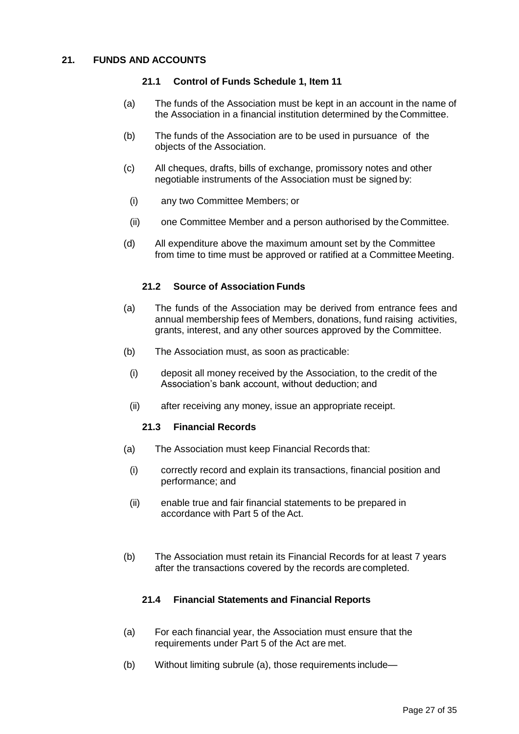## 21. FUNDS AND ACCOUNTS

### 21.1 Control of Funds Schedule 1, Item 11

(a) The funds of the Association must be kept in an account in the name of the Association in a financial institution determined by the Committee.

(b) The funds of the Association are to be used in pursuance of the objects of the Association.

(c) All cheques, drafts, bills of exchange, promissory notes and other negotiable instruments of the Association must be signed by:

(i) any two Committee Members; or

(ii) one Committee Member and a person authorised by the Committee.

(d) All expenditure above the maximum amount set by the Committee from time to time must be approved or ratified at a Committee Meeting.

### 21.2 Source of Association Funds

(a) The funds of the Association may be derived from entrance fees and annual membership fees of Members, donations, fund raising activities, grants, interest, and any other sources approved by the Committee.

(b) The Association must, as soon as practicable:

(i) deposit all money received by the Association, to the credit of the Association's bank account, without deduction; and

(ii) after receiving any money, issue an appropriate receipt.

### 21.3 Financial Records

(a) The Association must keep Financial Records that:

(i) correctly record and explain its transactions, financial position and performance; and

(ii) enable true and fair financial statements to be prepared in accordance with Part 5 of the Act.

(b) The Association must retain its Financial Records for at least 7 years after the transactions covered by the records are completed.

### 21.4 Financial Statements and Financial Reports

(a) For each financial year, the Association must ensure that the requirements under Part 5 of the Act are met.

(b) Without limiting subrule (a), those requirements include—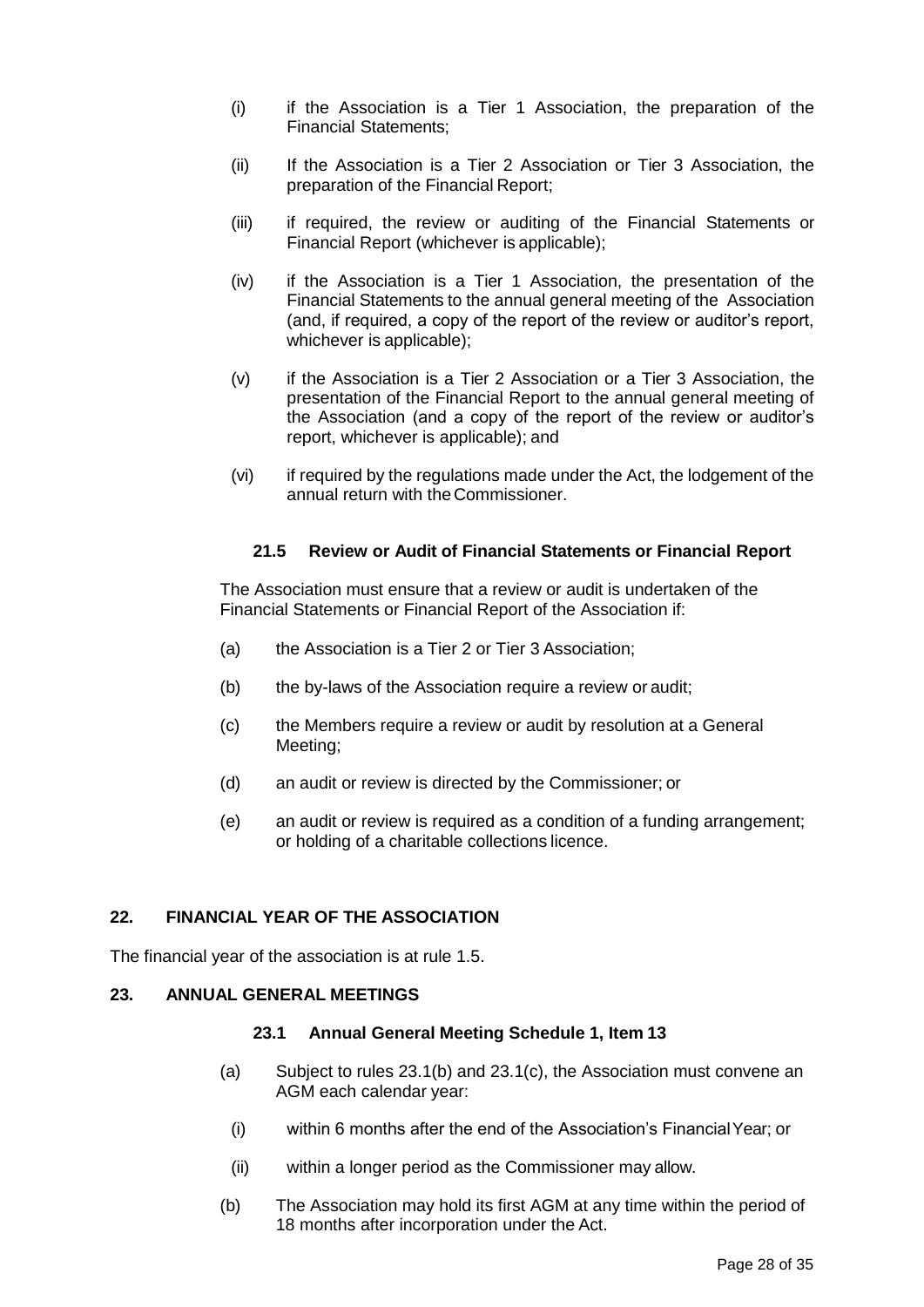(i) if the Association is a Tier 1 Association, the preparation of the Financial Statements;

(ii) If the Association is a Tier 2 Association or Tier 3 Association, the preparation of the Financial Report;

(iii) if required, the review or auditing of the Financial Statements or Financial Report (whichever is applicable);

(iv) if the Association is a Tier 1 Association, the presentation of the Financial Statements to the annual general meeting of the Association (and, if required, a copy of the report of the review or auditor's report, whichever is applicable);

(v) if the Association is a Tier 2 Association or a Tier 3 Association, the presentation of the Financial Report to the annual general meeting of the Association (and a copy of the report of the review or auditor's report, whichever is applicable); and

(vi) if required by the regulations made under the Act, the lodgement of the annual return with the Commissioner.

### 21.5 Review or Audit of Financial Statements or Financial Report

The Association must ensure that a review or audit is undertaken of the Financial Statements or Financial Report of the Association if:

(a) the Association is a Tier 2 or Tier 3 Association;

(b) the by-laws of the Association require a review or audit;

(c) the Members require a review or audit by resolution at a General Meeting;

(d) an audit or review is directed by the Commissioner; or

(e) an audit or review is required as a condition of a funding arrangement; or holding of a charitable collections licence.

## 22. FINANCIAL YEAR OF THE ASSOCIATION

The financial year of the association is at rule 1.5.

## 23. ANNUAL GENERAL MEETINGS

### 23.1 Annual General Meeting Schedule 1, Item 13

(a) Subject to rules 23.1(b) and 23.1(c), the Association must convene an AGM each calendar year:

(i) within 6 months after the end of the Association's Financial Year; or

(ii) within a longer period as the Commissioner may allow.

(b) The Association may hold its first AGM at any time within the period of 18 months after incorporation under the Act.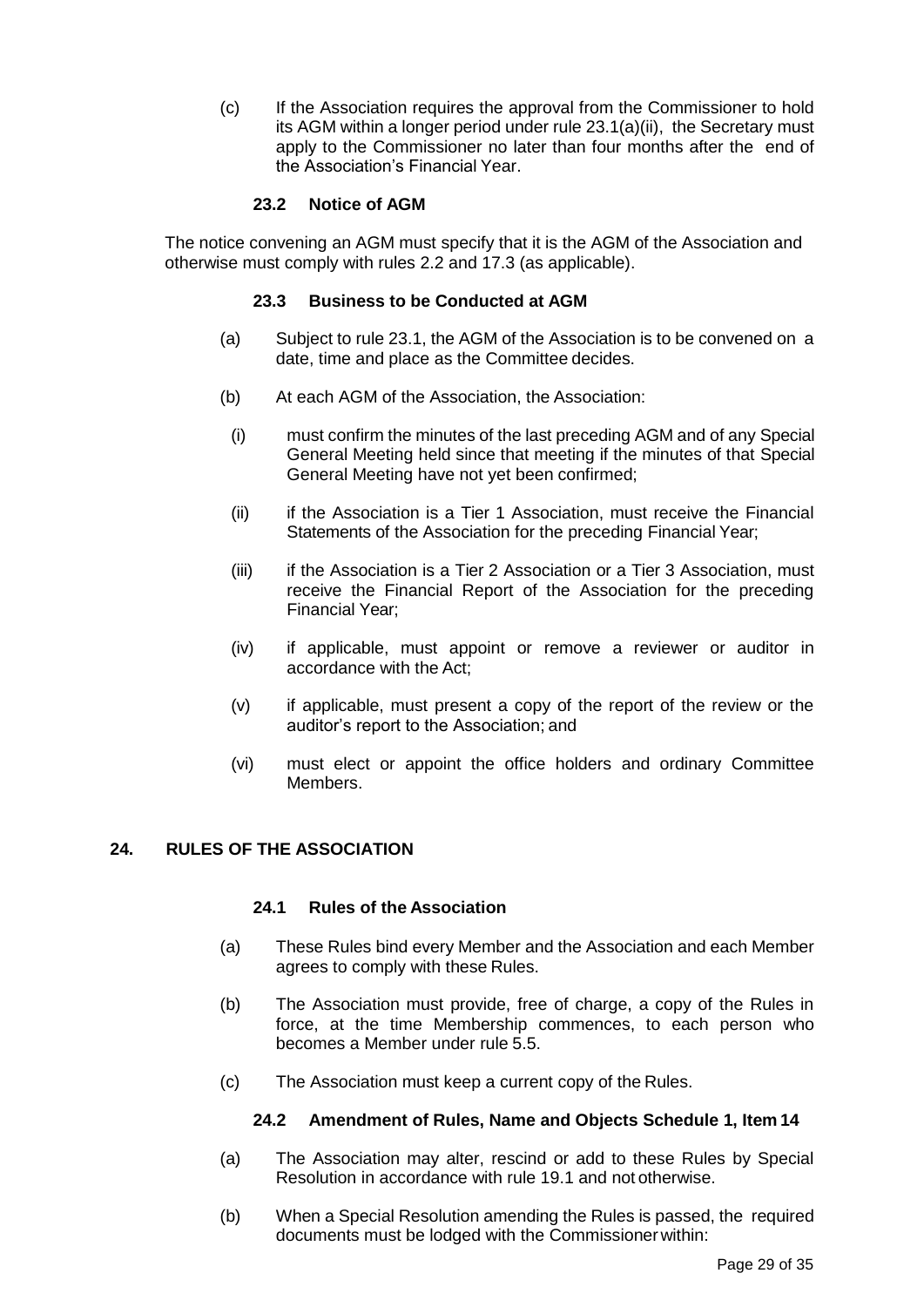(c) If the Association requires the approval from the Commissioner to hold its AGM within a longer period under rule 23.1(a)(ii), the Secretary must apply to the Commissioner no later than four months after the end of the Association's Financial Year.

### 23.2 Notice of AGM

The notice convening an AGM must specify that it is the AGM of the Association and otherwise must comply with rules 2.2 and 17.3 (as applicable).

### 23.3 Business to be Conducted at AGM

(a) Subject to rule 23.1, the AGM of the Association is to be convened on a date, time and place as the Committee decides.

(b) At each AGM of the Association, the Association:

(i) must confirm the minutes of the last preceding AGM and of any Special General Meeting held since that meeting if the minutes of that Special General Meeting have not yet been confirmed;

(ii) if the Association is a Tier 1 Association, must receive the Financial Statements of the Association for the preceding Financial Year;

(iii) if the Association is a Tier 2 Association or a Tier 3 Association, must receive the Financial Report of the Association for the preceding Financial Year;

(iv) if applicable, must appoint or remove a reviewer or auditor in accordance with the Act;

(v) if applicable, must present a copy of the report of the review or the auditor's report to the Association; and

(vi) must elect or appoint the office holders and ordinary Committee Members.

## 24. RULES OF THE ASSOCIATION

### 24.1 Rules of the Association

(a) These Rules bind every Member and the Association and each Member agrees to comply with these Rules.

(b) The Association must provide, free of charge, a copy of the Rules in force, at the time Membership commences, to each person who becomes a Member under rule 5.5.

(c) The Association must keep a current copy of the Rules.

### 24.2 Amendment of Rules, Name and Objects Schedule 1, Item 14

(a) The Association may alter, rescind or add to these Rules by Special Resolution in accordance with rule 19.1 and not otherwise.

(b) When a Special Resolution amending the Rules is passed, the required documents must be lodged with the Commissioner within: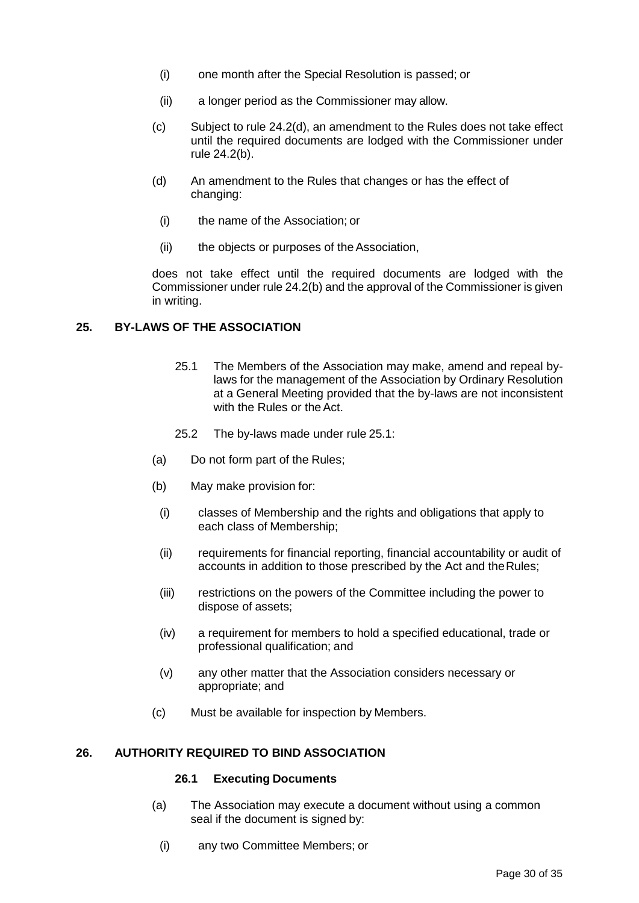(i) one month after the Special Resolution is passed; or

(ii) a longer period as the Commissioner may allow.

(c) Subject to rule 24.2(d), an amendment to the Rules does not take effect until the required documents are lodged with the Commissioner under rule 24.2(b).

(d) An amendment to the Rules that changes or has the effect of changing:

(i) the name of the Association; or

(ii) the objects or purposes of the Association,

does not take effect until the required documents are lodged with the Commissioner under rule 24.2(b) and the approval of the Commissioner is given in writing.

## 25. BY-LAWS OF THE ASSOCIATION

25.1 The Members of the Association may make, amend and repeal by-laws for the management of the Association by Ordinary Resolution at a General Meeting provided that the by-laws are not inconsistent with the Rules or the Act.

25.2 The by-laws made under rule 25.1:

(a) Do not form part of the Rules;

(b) May make provision for:

(i) classes of Membership and the rights and obligations that apply to each class of Membership;

(ii) requirements for financial reporting, financial accountability or audit of accounts in addition to those prescribed by the Act and the Rules;

(iii) restrictions on the powers of the Committee including the power to dispose of assets;

(iv) a requirement for members to hold a specified educational, trade or professional qualification; and

(v) any other matter that the Association considers necessary or appropriate; and

(c) Must be available for inspection by Members.

## 26. AUTHORITY REQUIRED TO BIND ASSOCIATION

### 26.1 Executing Documents

(a) The Association may execute a document without using a common seal if the document is signed by:

(i) any two Committee Members; or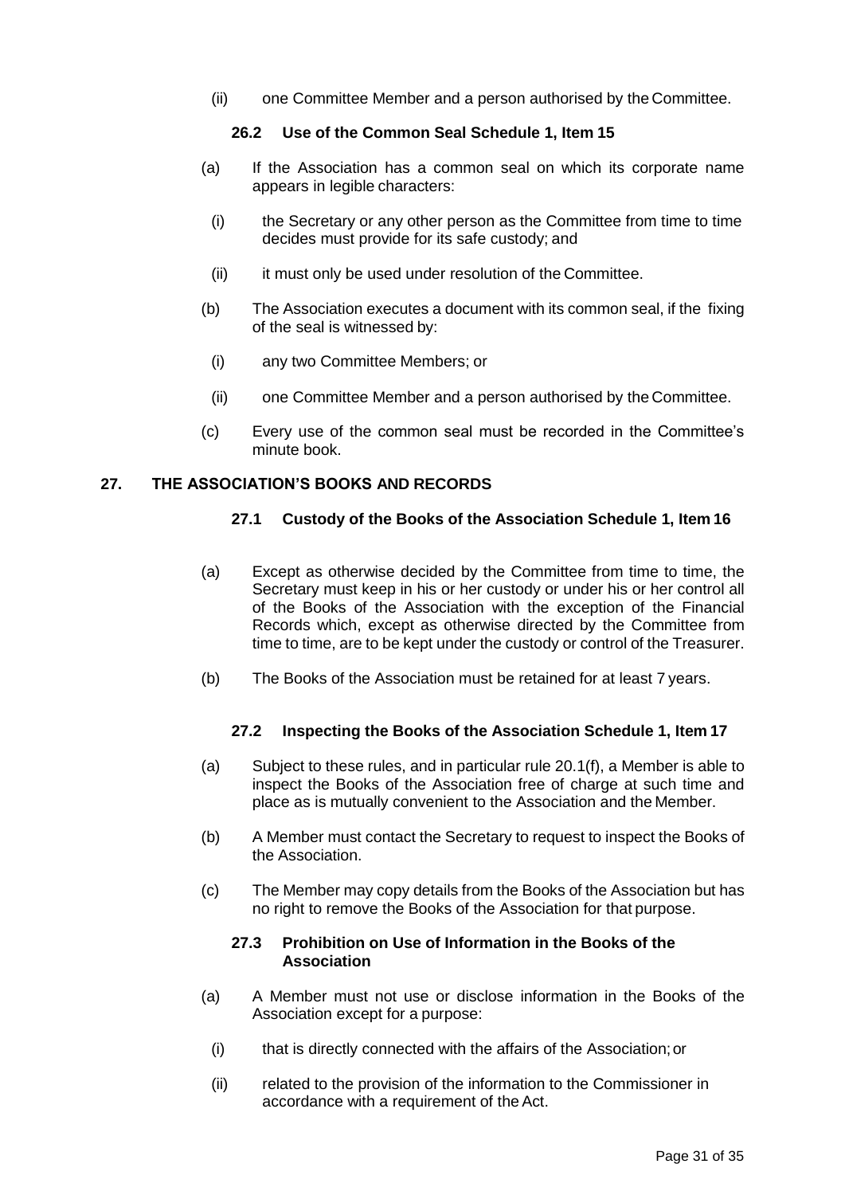(ii) one Committee Member and a person authorised by the Committee.

### 26.2 Use of the Common Seal Schedule 1, Item 15

(a) If the Association has a common seal on which its corporate name appears in legible characters:

(i) the Secretary or any other person as the Committee from time to time decides must provide for its safe custody; and

(ii) it must only be used under resolution of the Committee.

(b) The Association executes a document with its common seal, if the fixing of the seal is witnessed by:

(i) any two Committee Members; or

(ii) one Committee Member and a person authorised by the Committee.

(c) Every use of the common seal must be recorded in the Committee's minute book.

## 27. THE ASSOCIATION'S BOOKS AND RECORDS

### 27.1 Custody of the Books of the Association Schedule 1, Item 16

(a) Except as otherwise decided by the Committee from time to time, the Secretary must keep in his or her custody or under his or her control all of the Books of the Association with the exception of the Financial Records which, except as otherwise directed by the Committee from time to time, are to be kept under the custody or control of the Treasurer.

(b) The Books of the Association must be retained for at least 7 years.

### 27.2 Inspecting the Books of the Association Schedule 1, Item 17

(a) Subject to these rules, and in particular rule 20.1(f), a Member is able to inspect the Books of the Association free of charge at such time and place as is mutually convenient to the Association and the Member.

(b) A Member must contact the Secretary to request to inspect the Books of the Association.

(c) The Member may copy details from the Books of the Association but has no right to remove the Books of the Association for that purpose.

### 27.3 Prohibition on Use of Information in the Books of the Association

(a) A Member must not use or disclose information in the Books of the Association except for a purpose:

(i) that is directly connected with the affairs of the Association; or

(ii) related to the provision of the information to the Commissioner in accordance with a requirement of the Act.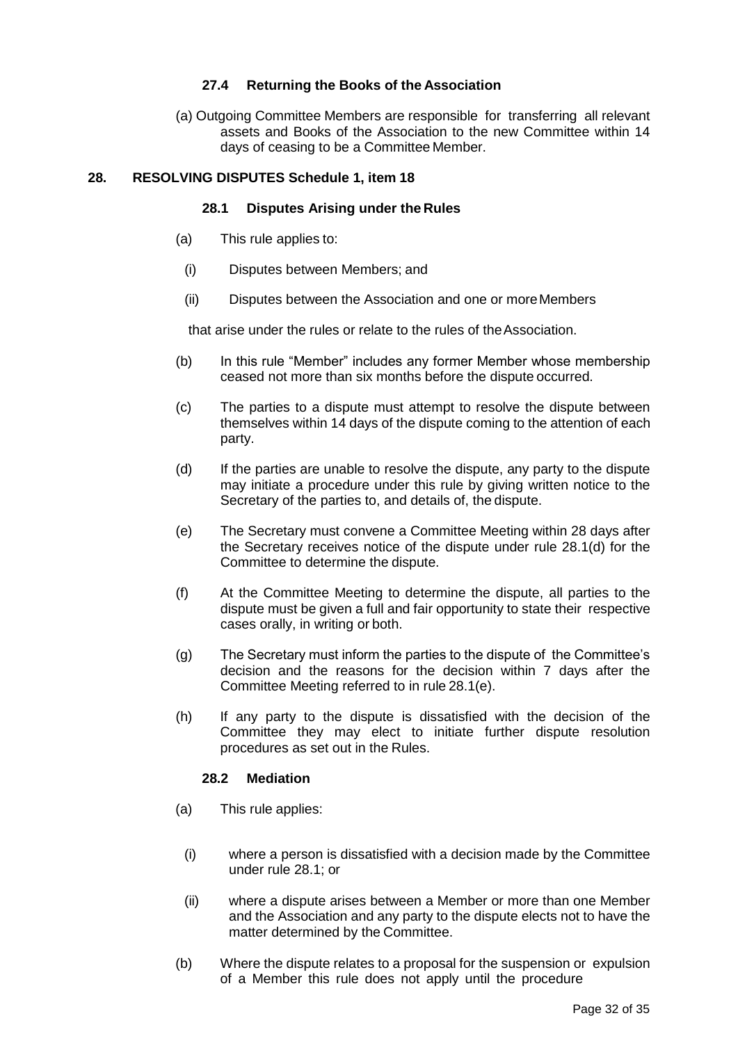### 27.4 Returning the Books of the Association

(a) Outgoing Committee Members are responsible for transferring all relevant assets and Books of the Association to the new Committee within 14 days of ceasing to be a Committee Member.

## 28. RESOLVING DISPUTES Schedule 1, item 18

### 28.1 Disputes Arising under the Rules

(a) This rule applies to:

(i) Disputes between Members; and

(ii) Disputes between the Association and one or more Members

that arise under the rules or relate to the rules of the Association.

(b) In this rule "Member" includes any former Member whose membership ceased not more than six months before the dispute occurred.

(c) The parties to a dispute must attempt to resolve the dispute between themselves within 14 days of the dispute coming to the attention of each party.

(d) If the parties are unable to resolve the dispute, any party to the dispute may initiate a procedure under this rule by giving written notice to the Secretary of the parties to, and details of, the dispute.

(e) The Secretary must convene a Committee Meeting within 28 days after the Secretary receives notice of the dispute under rule 28.1(d) for the Committee to determine the dispute.

(f) At the Committee Meeting to determine the dispute, all parties to the dispute must be given a full and fair opportunity to state their respective cases orally, in writing or both.

(g) The Secretary must inform the parties to the dispute of the Committee's decision and the reasons for the decision within 7 days after the Committee Meeting referred to in rule 28.1(e).

(h) If any party to the dispute is dissatisfied with the decision of the Committee they may elect to initiate further dispute resolution procedures as set out in the Rules.

### 28.2 Mediation

(a) This rule applies:

(i) where a person is dissatisfied with a decision made by the Committee under rule 28.1; or

(ii) where a dispute arises between a Member or more than one Member and the Association and any party to the dispute elects not to have the matter determined by the Committee.

(b) Where the dispute relates to a proposal for the suspension or expulsion of a Member this rule does not apply until the procedure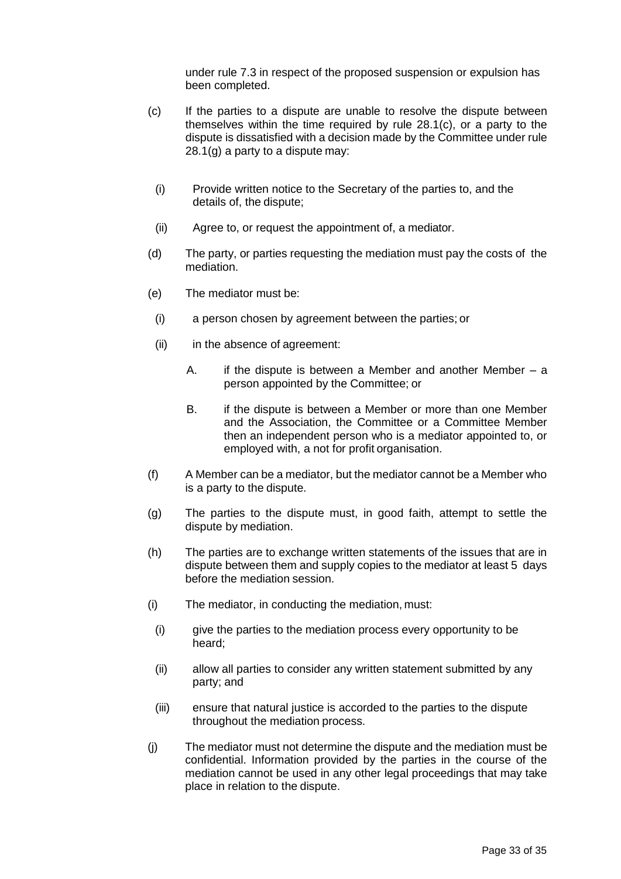under rule 7.3 in respect of the proposed suspension or expulsion has been completed.

(c) If the parties to a dispute are unable to resolve the dispute between themselves within the time required by rule 28.1(c), or a party to the dispute is dissatisfied with a decision made by the Committee under rule 28.1(g) a party to a dispute may:

  (i) Provide written notice to the Secretary of the parties to, and the details of, the dispute;

  (ii) Agree to, or request the appointment of, a mediator.

(d) The party, or parties requesting the mediation must pay the costs of the mediation.

(e) The mediator must be:

  (i) a person chosen by agreement between the parties; or

  (ii) in the absence of agreement:

    A. if the dispute is between a Member and another Member – a person appointed by the Committee; or

    B. if the dispute is between a Member or more than one Member and the Association, the Committee or a Committee Member then an independent person who is a mediator appointed to, or employed with, a not for profit organisation.

(f) A Member can be a mediator, but the mediator cannot be a Member who is a party to the dispute.

(g) The parties to the dispute must, in good faith, attempt to settle the dispute by mediation.

(h) The parties are to exchange written statements of the issues that are in dispute between them and supply copies to the mediator at least 5 days before the mediation session.

(i) The mediator, in conducting the mediation, must:

  (i) give the parties to the mediation process every opportunity to be heard;

  (ii) allow all parties to consider any written statement submitted by any party; and

  (iii) ensure that natural justice is accorded to the parties to the dispute throughout the mediation process.

(j) The mediator must not determine the dispute and the mediation must be confidential. Information provided by the parties in the course of the mediation cannot be used in any other legal proceedings that may take place in relation to the dispute.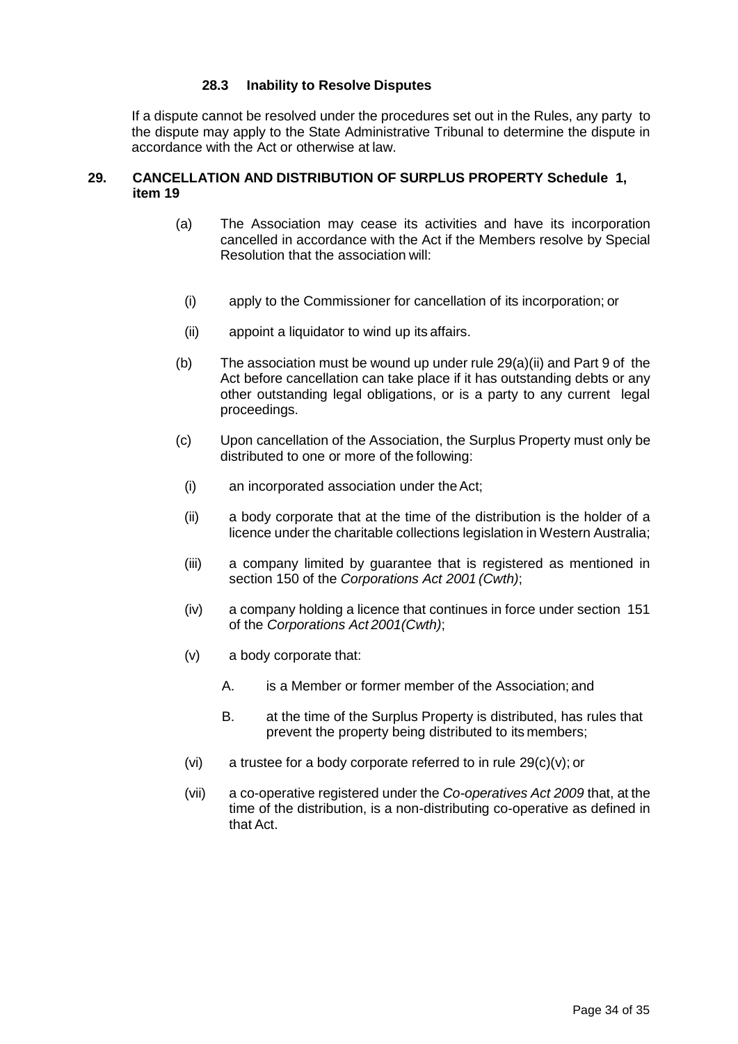### 28.3 Inability to Resolve Disputes

If a dispute cannot be resolved under the procedures set out in the Rules, any party to the dispute may apply to the State Administrative Tribunal to determine the dispute in accordance with the Act or otherwise at law.

## 29. CANCELLATION AND DISTRIBUTION OF SURPLUS PROPERTY Schedule 1, item 19

(a) The Association may cease its activities and have its incorporation cancelled in accordance with the Act if the Members resolve by Special Resolution that the association will:

   (i) apply to the Commissioner for cancellation of its incorporation; or

   (ii) appoint a liquidator to wind up its affairs.

(b) The association must be wound up under rule 29(a)(ii) and Part 9 of the Act before cancellation can take place if it has outstanding debts or any other outstanding legal obligations, or is a party to any current legal proceedings.

(c) Upon cancellation of the Association, the Surplus Property must only be distributed to one or more of the following:

   (i) an incorporated association under the Act;

   (ii) a body corporate that at the time of the distribution is the holder of a licence under the charitable collections legislation in Western Australia;

   (iii) a company limited by guarantee that is registered as mentioned in section 150 of the *Corporations Act 2001 (Cwth)*;

   (iv) a company holding a licence that continues in force under section 151 of the *Corporations Act 2001(Cwth)*;

   (v) a body corporate that:

      A. is a Member or former member of the Association; and

      B. at the time of the Surplus Property is distributed, has rules that prevent the property being distributed to its members;

   (vi) a trustee for a body corporate referred to in rule 29(c)(v); or

   (vii) a co-operative registered under the *Co-operatives Act 2009* that, at the time of the distribution, is a non-distributing co-operative as defined in that Act.